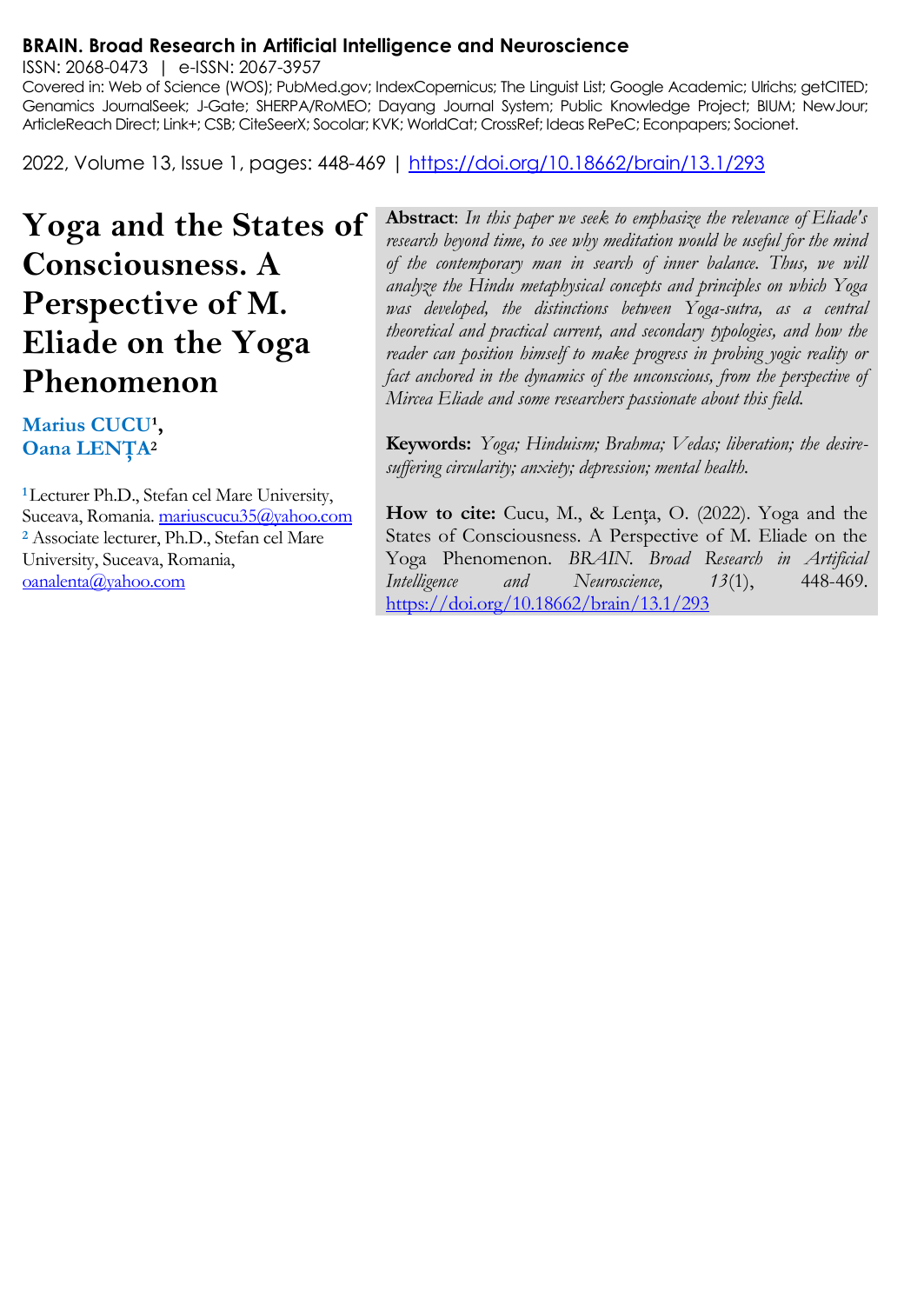**BRAIN. Broad Research in Artificial Intelligence and Neuroscience**

ISSN: 2068-0473 | e-ISSN: 2067-3957

Covered in: Web of Science (WOS); PubMed.gov; IndexCopernicus; The Linguist List; Google Academic; Ulrichs; getCITED; Genamics JournalSeek; J-Gate; SHERPA/RoMEO; Dayang Journal System; Public Knowledge Project; BIUM; NewJour; ArticleReach Direct; Link+; CSB; CiteSeerX; Socolar; KVK; WorldCat; CrossRef; Ideas RePeC; Econpapers; Socionet.

2022, Volume 13, Issue 1, pages: 448-469 | https://doi.org/10.18662/brain/13.1/293

# Yoga and the States of Consciousness. A Perspective of M. Eliade on the Yoga Phenomenon

**Marius CUCU**[1], **Oana LENȚA**[2]

[1] Lecturer Ph.D., Stefan cel Mare University, Suceava, Romania. mariuscucu35@yahoo.com

[2] Associate lecturer, Ph.D., Stefan cel Mare University, Suceava, Romania, oanalenta@yahoo.com

**Abstract**: *In this paper we seek to emphasize the relevance of Eliade's research beyond time, to see why meditation would be useful for the mind of the contemporary man in search of inner balance. Thus, we will analyze the Hindu metaphysical concepts and principles on which Yoga was developed, the distinctions between Yoga-sutra, as a central theoretical and practical current, and secondary typologies, and how the reader can position himself to make progress in probing yogic reality or fact anchored in the dynamics of the unconscious, from the perspective of Mircea Eliade and some researchers passionate about this field.*

**Keywords:** *Yoga; Hinduism; Brahma; Vedas; liberation; the desire-suffering circularity; anxiety; depression; mental health.*

**How to cite:** Cucu, M., & Lența, O. (2022). Yoga and the States of Consciousness. A Perspective of M. Eliade on the Yoga Phenomenon. *BRAIN. Broad Research in Artificial Intelligence and Neuroscience, 13*(1), 448-469. https://doi.org/10.18662/brain/13.1/293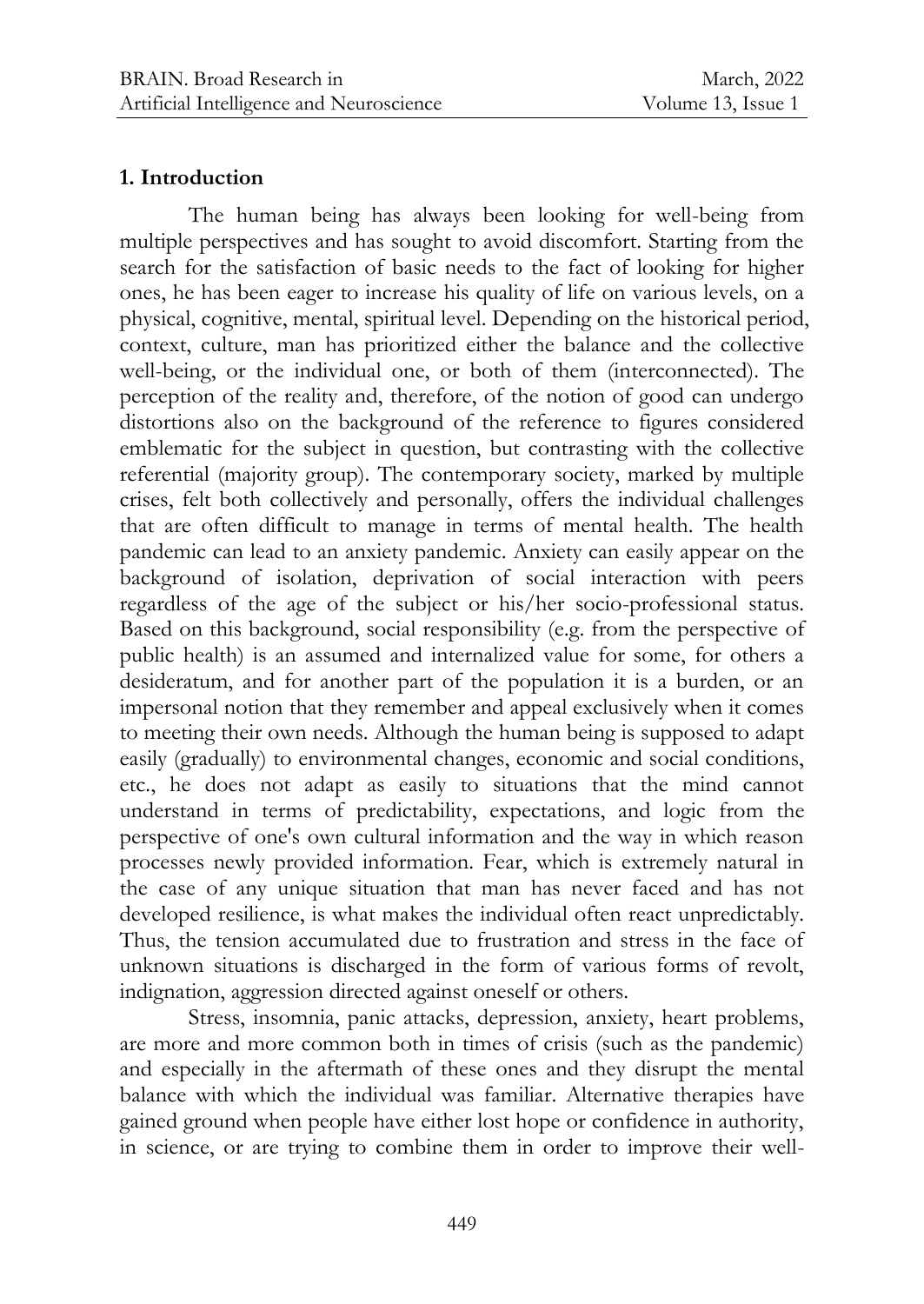## 1. Introduction

The human being has always been looking for well-being from multiple perspectives and has sought to avoid discomfort. Starting from the search for the satisfaction of basic needs to the fact of looking for higher ones, he has been eager to increase his quality of life on various levels, on a physical, cognitive, mental, spiritual level. Depending on the historical period, context, culture, man has prioritized either the balance and the collective well-being, or the individual one, or both of them (interconnected). The perception of the reality and, therefore, of the notion of good can undergo distortions also on the background of the reference to figures considered emblematic for the subject in question, but contrasting with the collective referential (majority group). The contemporary society, marked by multiple crises, felt both collectively and personally, offers the individual challenges that are often difficult to manage in terms of mental health. The health pandemic can lead to an anxiety pandemic. Anxiety can easily appear on the background of isolation, deprivation of social interaction with peers regardless of the age of the subject or his/her socio-professional status. Based on this background, social responsibility (e.g. from the perspective of public health) is an assumed and internalized value for some, for others a desideratum, and for another part of the population it is a burden, or an impersonal notion that they remember and appeal exclusively when it comes to meeting their own needs. Although the human being is supposed to adapt easily (gradually) to environmental changes, economic and social conditions, etc., he does not adapt as easily to situations that the mind cannot understand in terms of predictability, expectations, and logic from the perspective of one's own cultural information and the way in which reason processes newly provided information. Fear, which is extremely natural in the case of any unique situation that man has never faced and has not developed resilience, is what makes the individual often react unpredictably. Thus, the tension accumulated due to frustration and stress in the face of unknown situations is discharged in the form of various forms of revolt, indignation, aggression directed against oneself or others.

Stress, insomnia, panic attacks, depression, anxiety, heart problems, are more and more common both in times of crisis (such as the pandemic) and especially in the aftermath of these ones and they disrupt the mental balance with which the individual was familiar. Alternative therapies have gained ground when people have either lost hope or confidence in authority, in science, or are trying to combine them in order to improve their well-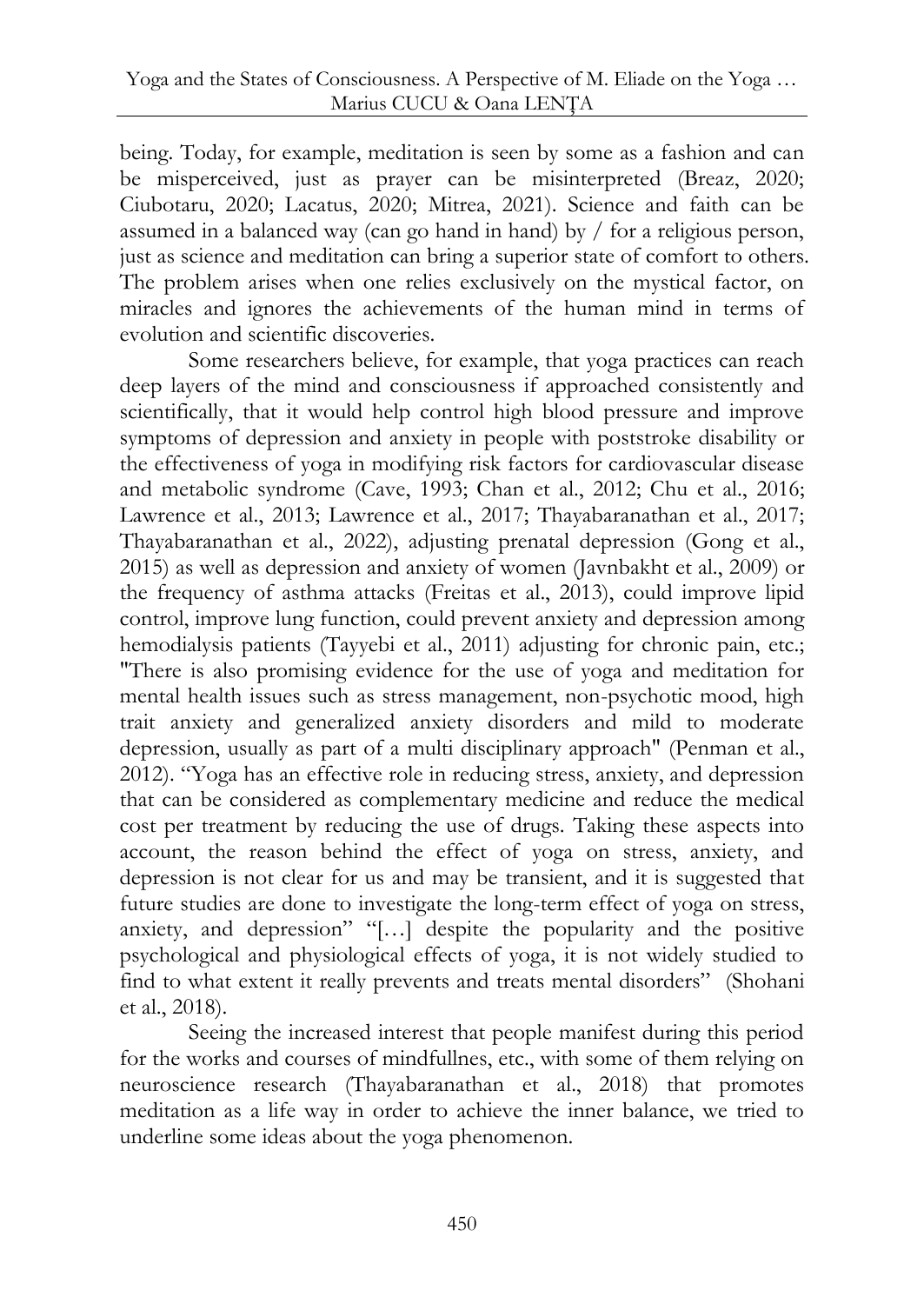being. Today, for example, meditation is seen by some as a fashion and can be misperceived, just as prayer can be misinterpreted (Breaz, 2020; Ciubotaru, 2020; Lacatus, 2020; Mitrea, 2021). Science and faith can be assumed in a balanced way (can go hand in hand) by / for a religious person, just as science and meditation can bring a superior state of comfort to others. The problem arises when one relies exclusively on the mystical factor, on miracles and ignores the achievements of the human mind in terms of evolution and scientific discoveries.

Some researchers believe, for example, that yoga practices can reach deep layers of the mind and consciousness if approached consistently and scientifically, that it would help control high blood pressure and improve symptoms of depression and anxiety in people with poststroke disability or the effectiveness of yoga in modifying risk factors for cardiovascular disease and metabolic syndrome (Cave, 1993; Chan et al., 2012; Chu et al., 2016; Lawrence et al., 2013; Lawrence et al., 2017; Thayabaranathan et al., 2017; Thayabaranathan et al., 2022), adjusting prenatal depression (Gong et al., 2015) as well as depression and anxiety of women (Javnbakht et al., 2009) or the frequency of asthma attacks (Freitas et al., 2013), could improve lipid control, improve lung function, could prevent anxiety and depression among hemodialysis patients (Tayyebi et al., 2011) adjusting for chronic pain, etc.; "There is also promising evidence for the use of yoga and meditation for mental health issues such as stress management, non-psychotic mood, high trait anxiety and generalized anxiety disorders and mild to moderate depression, usually as part of a multi disciplinary approach" (Penman et al., 2012). "Yoga has an effective role in reducing stress, anxiety, and depression that can be considered as complementary medicine and reduce the medical cost per treatment by reducing the use of drugs. Taking these aspects into account, the reason behind the effect of yoga on stress, anxiety, and depression is not clear for us and may be transient, and it is suggested that future studies are done to investigate the long-term effect of yoga on stress, anxiety, and depression" "[…] despite the popularity and the positive psychological and physiological effects of yoga, it is not widely studied to find to what extent it really prevents and treats mental disorders" (Shohani et al., 2018).

Seeing the increased interest that people manifest during this period for the works and courses of mindfullnes, etc., with some of them relying on neuroscience research (Thayabaranathan et al., 2018) that promotes meditation as a life way in order to achieve the inner balance, we tried to underline some ideas about the yoga phenomenon.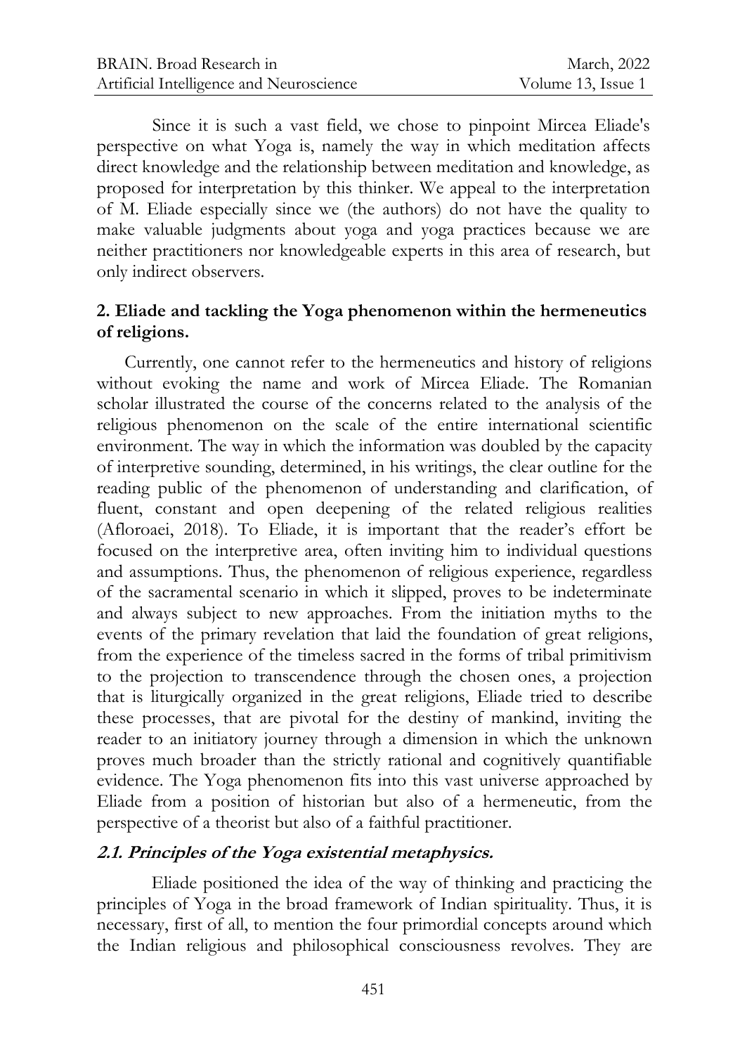Since it is such a vast field, we chose to pinpoint Mircea Eliade's perspective on what Yoga is, namely the way in which meditation affects direct knowledge and the relationship between meditation and knowledge, as proposed for interpretation by this thinker. We appeal to the interpretation of M. Eliade especially since we (the authors) do not have the quality to make valuable judgments about yoga and yoga practices because we are neither practitioners nor knowledgeable experts in this area of research, but only indirect observers.

## 2. Eliade and tackling the Yoga phenomenon within the hermeneutics of religions.

Currently, one cannot refer to the hermeneutics and history of religions without evoking the name and work of Mircea Eliade. The Romanian scholar illustrated the course of the concerns related to the analysis of the religious phenomenon on the scale of the entire international scientific environment. The way in which the information was doubled by the capacity of interpretive sounding, determined, in his writings, the clear outline for the reading public of the phenomenon of understanding and clarification, of fluent, constant and open deepening of the related religious realities (Afloroaei, 2018). To Eliade, it is important that the reader's effort be focused on the interpretive area, often inviting him to individual questions and assumptions. Thus, the phenomenon of religious experience, regardless of the sacramental scenario in which it slipped, proves to be indeterminate and always subject to new approaches. From the initiation myths to the events of the primary revelation that laid the foundation of great religions, from the experience of the timeless sacred in the forms of tribal primitivism to the projection to transcendence through the chosen ones, a projection that is liturgically organized in the great religions, Eliade tried to describe these processes, that are pivotal for the destiny of mankind, inviting the reader to an initiatory journey through a dimension in which the unknown proves much broader than the strictly rational and cognitively quantifiable evidence. The Yoga phenomenon fits into this vast universe approached by Eliade from a position of historian but also of a hermeneutic, from the perspective of a theorist but also of a faithful practitioner.

### *2.1. Principles of the Yoga existential metaphysics.*

Eliade positioned the idea of the way of thinking and practicing the principles of Yoga in the broad framework of Indian spirituality. Thus, it is necessary, first of all, to mention the four primordial concepts around which the Indian religious and philosophical consciousness revolves. They are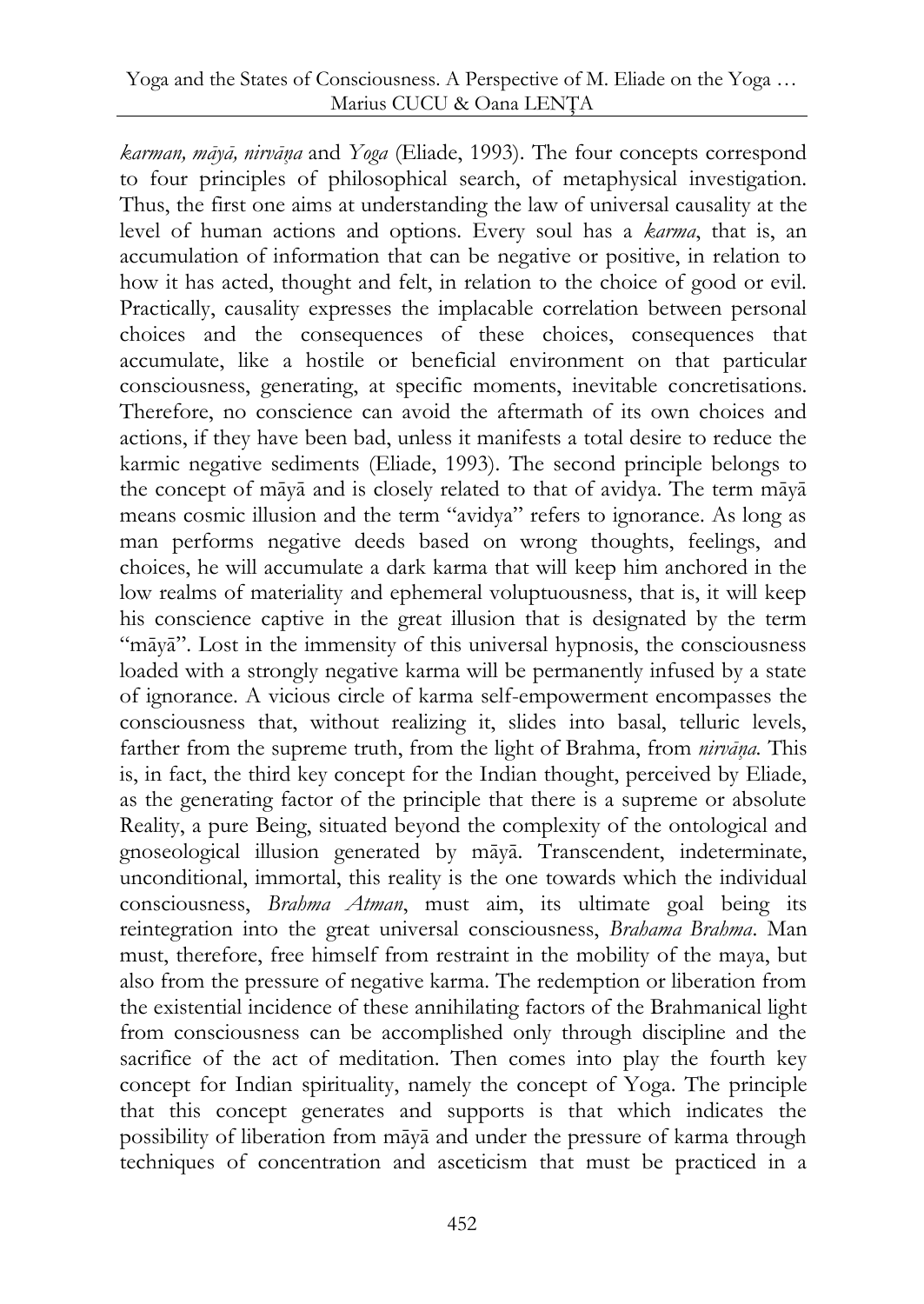*karman, māyā, nirvāṇa* and *Yoga* (Eliade, 1993). The four concepts correspond to four principles of philosophical search, of metaphysical investigation. Thus, the first one aims at understanding the law of universal causality at the level of human actions and options. Every soul has a *karma*, that is, an accumulation of information that can be negative or positive, in relation to how it has acted, thought and felt, in relation to the choice of good or evil. Practically, causality expresses the implacable correlation between personal choices and the consequences of these choices, consequences that accumulate, like a hostile or beneficial environment on that particular consciousness, generating, at specific moments, inevitable concretisations. Therefore, no conscience can avoid the aftermath of its own choices and actions, if they have been bad, unless it manifests a total desire to reduce the karmic negative sediments (Eliade, 1993). The second principle belongs to the concept of māyā and is closely related to that of avidya. The term māyā means cosmic illusion and the term "avidya" refers to ignorance. As long as man performs negative deeds based on wrong thoughts, feelings, and choices, he will accumulate a dark karma that will keep him anchored in the low realms of materiality and ephemeral voluptuousness, that is, it will keep his conscience captive in the great illusion that is designated by the term "māyā". Lost in the immensity of this universal hypnosis, the consciousness loaded with a strongly negative karma will be permanently infused by a state of ignorance. A vicious circle of karma self-empowerment encompasses the consciousness that, without realizing it, slides into basal, telluric levels, farther from the supreme truth, from the light of Brahma, from *nirvāṇa.* This is, in fact, the third key concept for the Indian thought, perceived by Eliade, as the generating factor of the principle that there is a supreme or absolute Reality, a pure Being, situated beyond the complexity of the ontological and gnoseological illusion generated by māyā. Transcendent, indeterminate, unconditional, immortal, this reality is the one towards which the individual consciousness, *Brahma Atman*, must aim, its ultimate goal being its reintegration into the great universal consciousness, *Brahama Brahma*. Man must, therefore, free himself from restraint in the mobility of the maya, but also from the pressure of negative karma. The redemption or liberation from the existential incidence of these annihilating factors of the Brahmanical light from consciousness can be accomplished only through discipline and the sacrifice of the act of meditation. Then comes into play the fourth key concept for Indian spirituality, namely the concept of Yoga. The principle that this concept generates and supports is that which indicates the possibility of liberation from māyā and under the pressure of karma through techniques of concentration and asceticism that must be practiced in a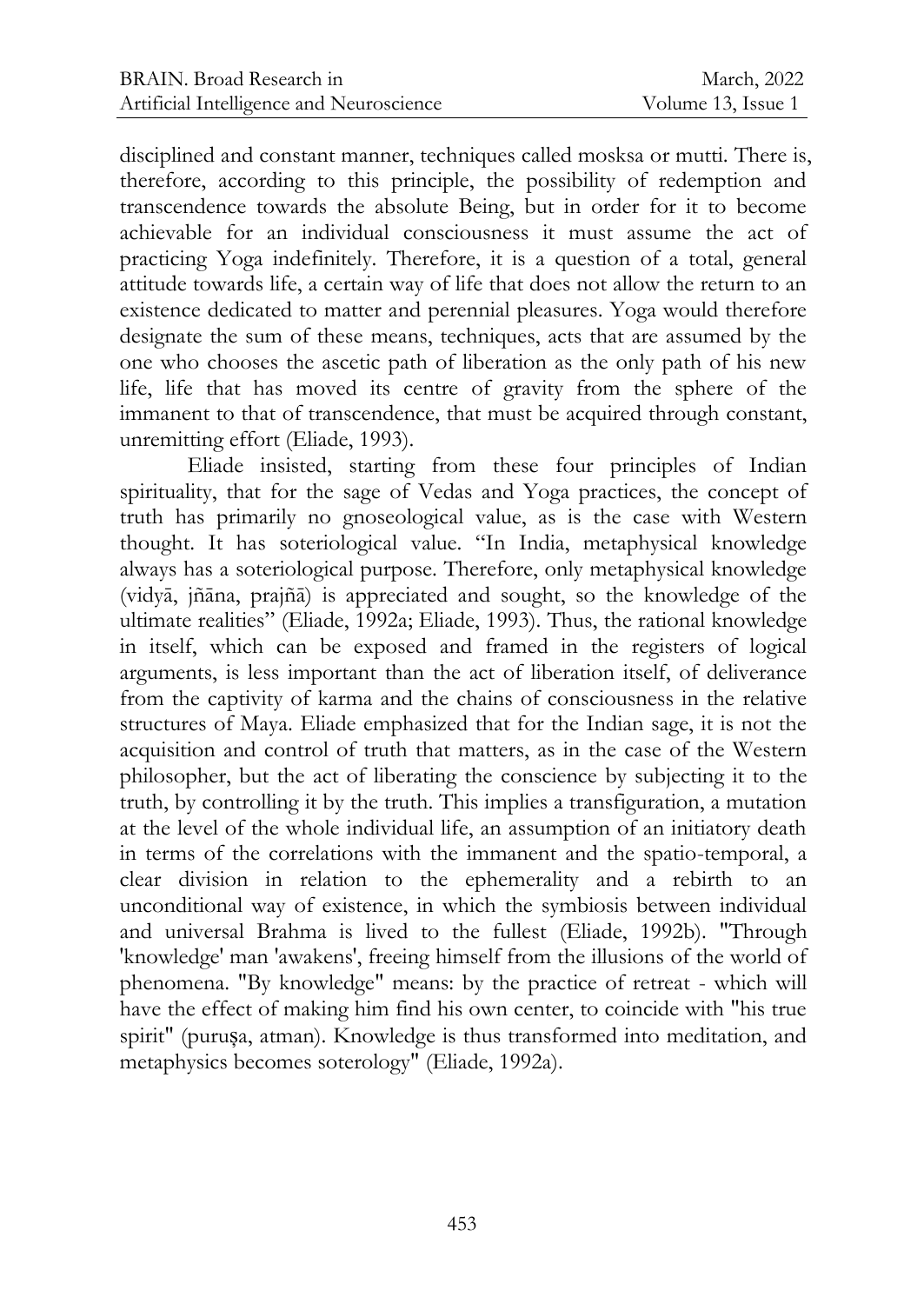disciplined and constant manner, techniques called mosksa or mutti. There is, therefore, according to this principle, the possibility of redemption and transcendence towards the absolute Being, but in order for it to become achievable for an individual consciousness it must assume the act of practicing Yoga indefinitely. Therefore, it is a question of a total, general attitude towards life, a certain way of life that does not allow the return to an existence dedicated to matter and perennial pleasures. Yoga would therefore designate the sum of these means, techniques, acts that are assumed by the one who chooses the ascetic path of liberation as the only path of his new life, life that has moved its centre of gravity from the sphere of the immanent to that of transcendence, that must be acquired through constant, unremitting effort (Eliade, 1993).

Eliade insisted, starting from these four principles of Indian spirituality, that for the sage of Vedas and Yoga practices, the concept of truth has primarily no gnoseological value, as is the case with Western thought. It has soteriological value. "In India, metaphysical knowledge always has a soteriological purpose. Therefore, only metaphysical knowledge (vidyā, jñāna, prajñā) is appreciated and sought, so the knowledge of the ultimate realities" (Eliade, 1992a; Eliade, 1993). Thus, the rational knowledge in itself, which can be exposed and framed in the registers of logical arguments, is less important than the act of liberation itself, of deliverance from the captivity of karma and the chains of consciousness in the relative structures of Maya. Eliade emphasized that for the Indian sage, it is not the acquisition and control of truth that matters, as in the case of the Western philosopher, but the act of liberating the conscience by subjecting it to the truth, by controlling it by the truth. This implies a transfiguration, a mutation at the level of the whole individual life, an assumption of an initiatory death in terms of the correlations with the immanent and the spatio-temporal, a clear division in relation to the ephemerality and a rebirth to an unconditional way of existence, in which the symbiosis between individual and universal Brahma is lived to the fullest (Eliade, 1992b). "Through 'knowledge' man 'awakens', freeing himself from the illusions of the world of phenomena. "By knowledge" means: by the practice of retreat - which will have the effect of making him find his own center, to coincide with "his true spirit" (puruṣa, atman). Knowledge is thus transformed into meditation, and metaphysics becomes soterology" (Eliade, 1992a).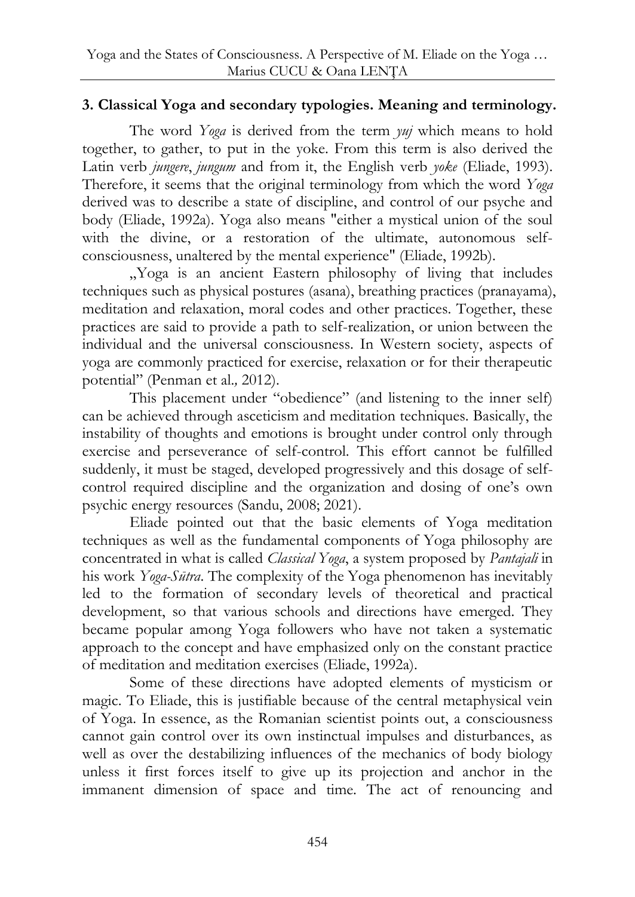### 3. Classical Yoga and secondary typologies. Meaning and terminology.

The word *Yoga* is derived from the term *yuj* which means to hold together, to gather, to put in the yoke. From this term is also derived the Latin verb *jungere*, *jungum* and from it, the English verb *yoke* (Eliade, 1993). Therefore, it seems that the original terminology from which the word *Yoga* derived was to describe a state of discipline, and control of our psyche and body (Eliade, 1992a). Yoga also means "either a mystical union of the soul with the divine, or a restoration of the ultimate, autonomous self-consciousness, unaltered by the mental experience" (Eliade, 1992b).

„Yoga is an ancient Eastern philosophy of living that includes techniques such as physical postures (asana), breathing practices (pranayama), meditation and relaxation, moral codes and other practices. Together, these practices are said to provide a path to self-realization, or union between the individual and the universal consciousness. In Western society, aspects of yoga are commonly practiced for exercise, relaxation or for their therapeutic potential" (Penman et al*.,* 2012).

This placement under "obedience" (and listening to the inner self) can be achieved through asceticism and meditation techniques. Basically, the instability of thoughts and emotions is brought under control only through exercise and perseverance of self-control. This effort cannot be fulfilled suddenly, it must be staged, developed progressively and this dosage of self-control required discipline and the organization and dosing of one's own psychic energy resources (Sandu, 2008; 2021).

Eliade pointed out that the basic elements of Yoga meditation techniques as well as the fundamental components of Yoga philosophy are concentrated in what is called *Classical Yoga*, a system proposed by *Pantajali* in his work *Yoga-Sūtra*. The complexity of the Yoga phenomenon has inevitably led to the formation of secondary levels of theoretical and practical development, so that various schools and directions have emerged. They became popular among Yoga followers who have not taken a systematic approach to the concept and have emphasized only on the constant practice of meditation and meditation exercises (Eliade, 1992a).

Some of these directions have adopted elements of mysticism or magic. To Eliade, this is justifiable because of the central metaphysical vein of Yoga. In essence, as the Romanian scientist points out, a consciousness cannot gain control over its own instinctual impulses and disturbances, as well as over the destabilizing influences of the mechanics of body biology unless it first forces itself to give up its projection and anchor in the immanent dimension of space and time. The act of renouncing and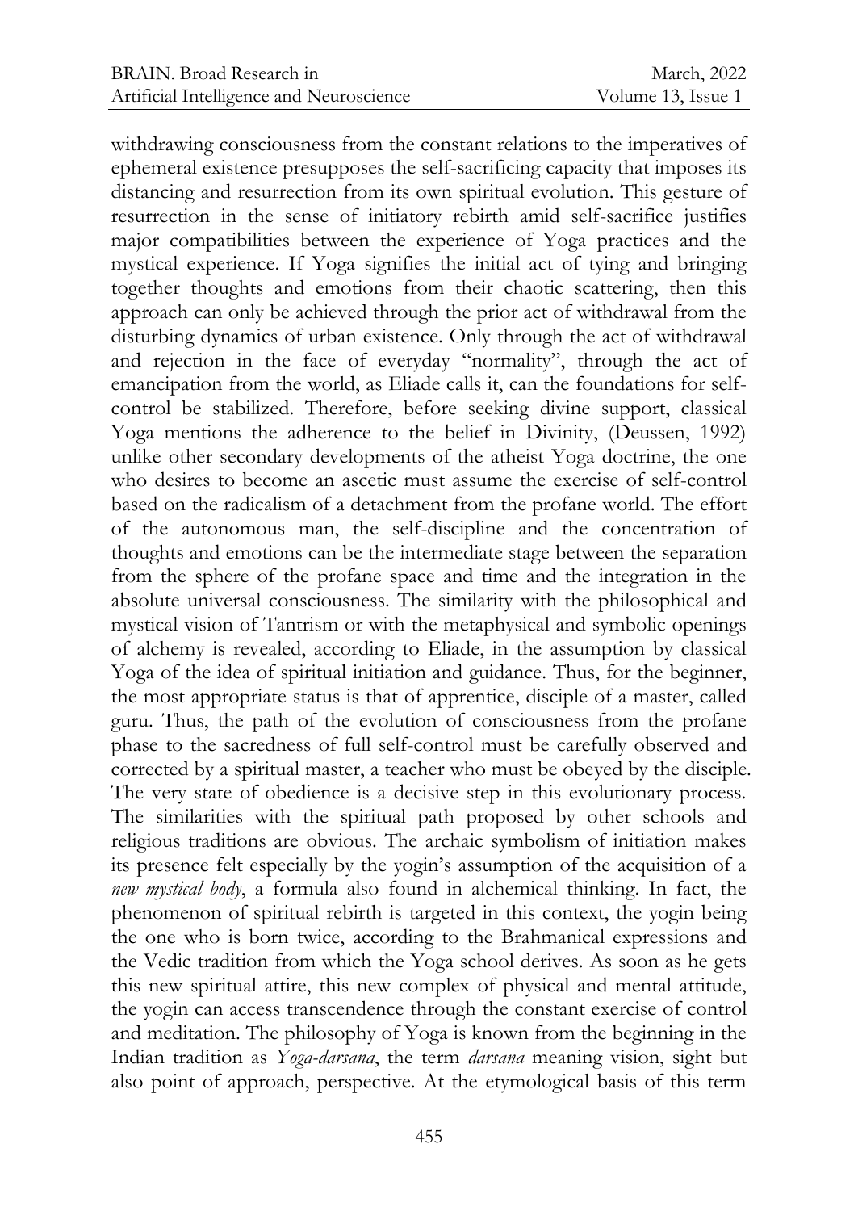withdrawing consciousness from the constant relations to the imperatives of ephemeral existence presupposes the self-sacrificing capacity that imposes its distancing and resurrection from its own spiritual evolution. This gesture of resurrection in the sense of initiatory rebirth amid self-sacrifice justifies major compatibilities between the experience of Yoga practices and the mystical experience. If Yoga signifies the initial act of tying and bringing together thoughts and emotions from their chaotic scattering, then this approach can only be achieved through the prior act of withdrawal from the disturbing dynamics of urban existence. Only through the act of withdrawal and rejection in the face of everyday "normality", through the act of emancipation from the world, as Eliade calls it, can the foundations for self-control be stabilized. Therefore, before seeking divine support, classical Yoga mentions the adherence to the belief in Divinity, (Deussen, 1992) unlike other secondary developments of the atheist Yoga doctrine, the one who desires to become an ascetic must assume the exercise of self-control based on the radicalism of a detachment from the profane world. The effort of the autonomous man, the self-discipline and the concentration of thoughts and emotions can be the intermediate stage between the separation from the sphere of the profane space and time and the integration in the absolute universal consciousness. The similarity with the philosophical and mystical vision of Tantrism or with the metaphysical and symbolic openings of alchemy is revealed, according to Eliade, in the assumption by classical Yoga of the idea of spiritual initiation and guidance. Thus, for the beginner, the most appropriate status is that of apprentice, disciple of a master, called guru. Thus, the path of the evolution of consciousness from the profane phase to the sacredness of full self-control must be carefully observed and corrected by a spiritual master, a teacher who must be obeyed by the disciple. The very state of obedience is a decisive step in this evolutionary process. The similarities with the spiritual path proposed by other schools and religious traditions are obvious. The archaic symbolism of initiation makes its presence felt especially by the yogin's assumption of the acquisition of a *new mystical body*, a formula also found in alchemical thinking. In fact, the phenomenon of spiritual rebirth is targeted in this context, the yogin being the one who is born twice, according to the Brahmanical expressions and the Vedic tradition from which the Yoga school derives. As soon as he gets this new spiritual attire, this new complex of physical and mental attitude, the yogin can access transcendence through the constant exercise of control and meditation. The philosophy of Yoga is known from the beginning in the Indian tradition as *Yoga-darsana*, the term *darsana* meaning vision, sight but also point of approach, perspective. At the etymological basis of this term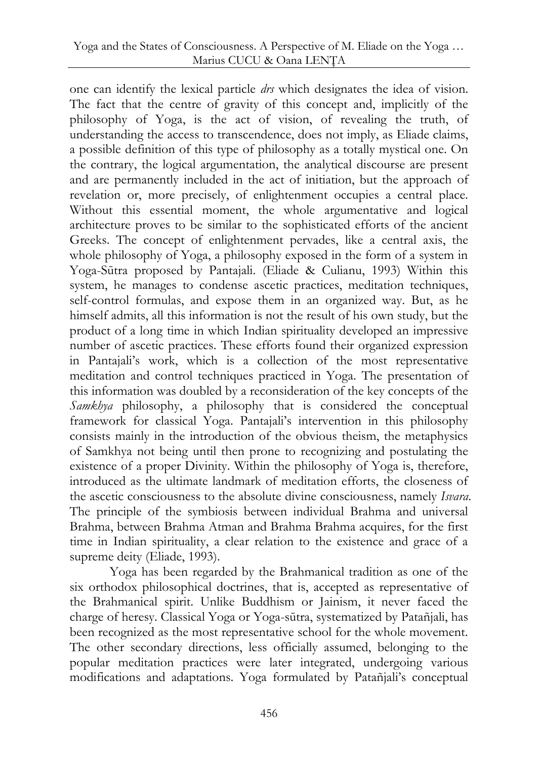one can identify the lexical particle *drs* which designates the idea of vision. The fact that the centre of gravity of this concept and, implicitly of the philosophy of Yoga, is the act of vision, of revealing the truth, of understanding the access to transcendence, does not imply, as Eliade claims, a possible definition of this type of philosophy as a totally mystical one. On the contrary, the logical argumentation, the analytical discourse are present and are permanently included in the act of initiation, but the approach of revelation or, more precisely, of enlightenment occupies a central place. Without this essential moment, the whole argumentative and logical architecture proves to be similar to the sophisticated efforts of the ancient Greeks. The concept of enlightenment pervades, like a central axis, the whole philosophy of Yoga, a philosophy exposed in the form of a system in Yoga-Sūtra proposed by Pantajali. (Eliade & Culianu, 1993) Within this system, he manages to condense ascetic practices, meditation techniques, self-control formulas, and expose them in an organized way. But, as he himself admits, all this information is not the result of his own study, but the product of a long time in which Indian spirituality developed an impressive number of ascetic practices. These efforts found their organized expression in Pantajali's work, which is a collection of the most representative meditation and control techniques practiced in Yoga. The presentation of this information was doubled by a reconsideration of the key concepts of the *Samkhya* philosophy, a philosophy that is considered the conceptual framework for classical Yoga. Pantajali's intervention in this philosophy consists mainly in the introduction of the obvious theism, the metaphysics of Samkhya not being until then prone to recognizing and postulating the existence of a proper Divinity. Within the philosophy of Yoga is, therefore, introduced as the ultimate landmark of meditation efforts, the closeness of the ascetic consciousness to the absolute divine consciousness, namely *Isvara*. The principle of the symbiosis between individual Brahma and universal Brahma, between Brahma Atman and Brahma Brahma acquires, for the first time in Indian spirituality, a clear relation to the existence and grace of a supreme deity (Eliade, 1993).

Yoga has been regarded by the Brahmanical tradition as one of the six orthodox philosophical doctrines, that is, accepted as representative of the Brahmanical spirit. Unlike Buddhism or Jainism, it never faced the charge of heresy. Classical Yoga or Yoga-sūtra, systematized by Patañjali, has been recognized as the most representative school for the whole movement. The other secondary directions, less officially assumed, belonging to the popular meditation practices were later integrated, undergoing various modifications and adaptations. Yoga formulated by Patañjali's conceptual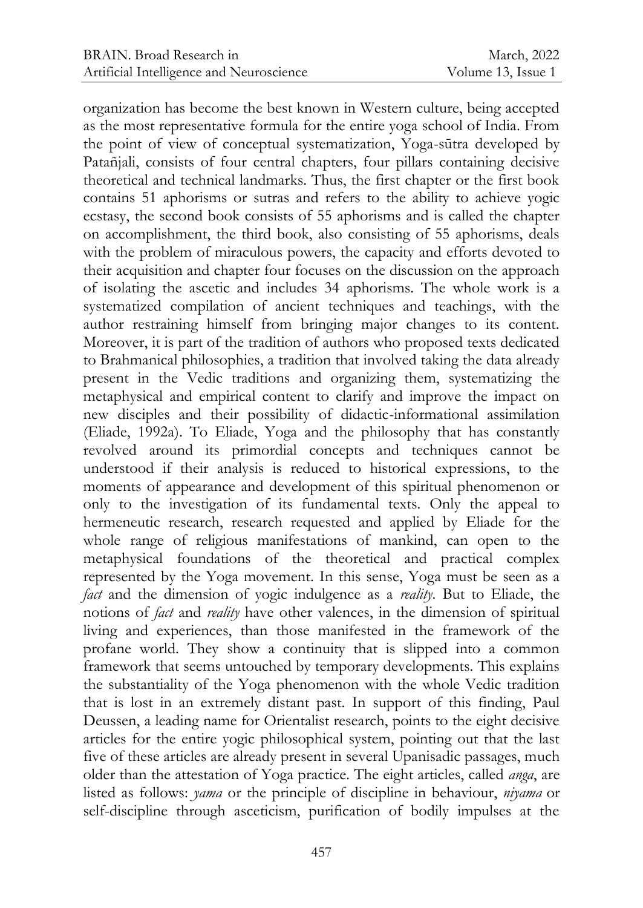organization has become the best known in Western culture, being accepted as the most representative formula for the entire yoga school of India. From the point of view of conceptual systematization, Yoga-sūtra developed by Patañjali, consists of four central chapters, four pillars containing decisive theoretical and technical landmarks. Thus, the first chapter or the first book contains 51 aphorisms or sutras and refers to the ability to achieve yogic ecstasy, the second book consists of 55 aphorisms and is called the chapter on accomplishment, the third book, also consisting of 55 aphorisms, deals with the problem of miraculous powers, the capacity and efforts devoted to their acquisition and chapter four focuses on the discussion on the approach of isolating the ascetic and includes 34 aphorisms. The whole work is a systematized compilation of ancient techniques and teachings, with the author restraining himself from bringing major changes to its content. Moreover, it is part of the tradition of authors who proposed texts dedicated to Brahmanical philosophies, a tradition that involved taking the data already present in the Vedic traditions and organizing them, systematizing the metaphysical and empirical content to clarify and improve the impact on new disciples and their possibility of didactic-informational assimilation (Eliade, 1992a). To Eliade, Yoga and the philosophy that has constantly revolved around its primordial concepts and techniques cannot be understood if their analysis is reduced to historical expressions, to the moments of appearance and development of this spiritual phenomenon or only to the investigation of its fundamental texts. Only the appeal to hermeneutic research, research requested and applied by Eliade for the whole range of religious manifestations of mankind, can open to the metaphysical foundations of the theoretical and practical complex represented by the Yoga movement. In this sense, Yoga must be seen as a *fact* and the dimension of yogic indulgence as a *reality*. But to Eliade, the notions of *fact* and *reality* have other valences, in the dimension of spiritual living and experiences, than those manifested in the framework of the profane world. They show a continuity that is slipped into a common framework that seems untouched by temporary developments. This explains the substantiality of the Yoga phenomenon with the whole Vedic tradition that is lost in an extremely distant past. In support of this finding, Paul Deussen, a leading name for Orientalist research, points to the eight decisive articles for the entire yogic philosophical system, pointing out that the last five of these articles are already present in several Upanisadic passages, much older than the attestation of Yoga practice. The eight articles, called *anga*, are listed as follows: *yama* or the principle of discipline in behaviour, *niyama* or self-discipline through asceticism, purification of bodily impulses at the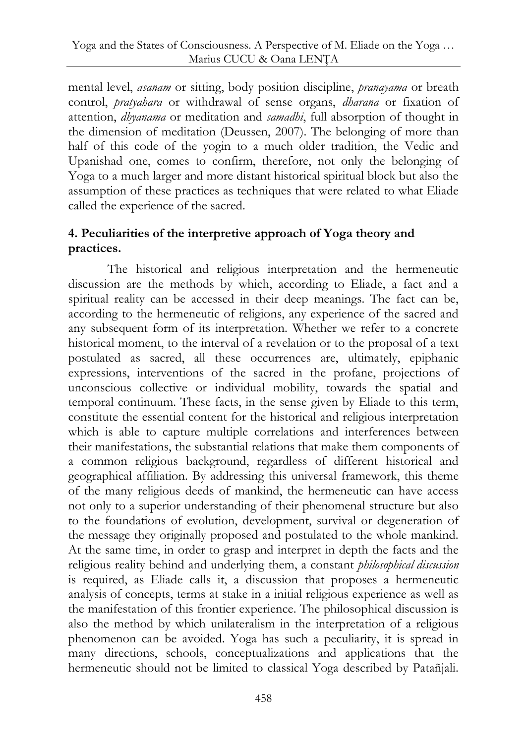mental level, *asanam* or sitting, body position discipline, *pranayama* or breath control, *pratyahara* or withdrawal of sense organs, *dharana* or fixation of attention, *dhyanama* or meditation and *samadhi*, full absorption of thought in the dimension of meditation (Deussen, 2007). The belonging of more than half of this code of the yogin to a much older tradition, the Vedic and Upanishad one, comes to confirm, therefore, not only the belonging of Yoga to a much larger and more distant historical spiritual block but also the assumption of these practices as techniques that were related to what Eliade called the experience of the sacred.

## 4. Peculiarities of the interpretive approach of Yoga theory and practices.

The historical and religious interpretation and the hermeneutic discussion are the methods by which, according to Eliade, a fact and a spiritual reality can be accessed in their deep meanings. The fact can be, according to the hermeneutic of religions, any experience of the sacred and any subsequent form of its interpretation. Whether we refer to a concrete historical moment, to the interval of a revelation or to the proposal of a text postulated as sacred, all these occurrences are, ultimately, epiphanic expressions, interventions of the sacred in the profane, projections of unconscious collective or individual mobility, towards the spatial and temporal continuum. These facts, in the sense given by Eliade to this term, constitute the essential content for the historical and religious interpretation which is able to capture multiple correlations and interferences between their manifestations, the substantial relations that make them components of a common religious background, regardless of different historical and geographical affiliation. By addressing this universal framework, this theme of the many religious deeds of mankind, the hermeneutic can have access not only to a superior understanding of their phenomenal structure but also to the foundations of evolution, development, survival or degeneration of the message they originally proposed and postulated to the whole mankind. At the same time, in order to grasp and interpret in depth the facts and the religious reality behind and underlying them, a constant *philosophical discussion* is required, as Eliade calls it, a discussion that proposes a hermeneutic analysis of concepts, terms at stake in a initial religious experience as well as the manifestation of this frontier experience. The philosophical discussion is also the method by which unilateralism in the interpretation of a religious phenomenon can be avoided. Yoga has such a peculiarity, it is spread in many directions, schools, conceptualizations and applications that the hermeneutic should not be limited to classical Yoga described by Patañjali.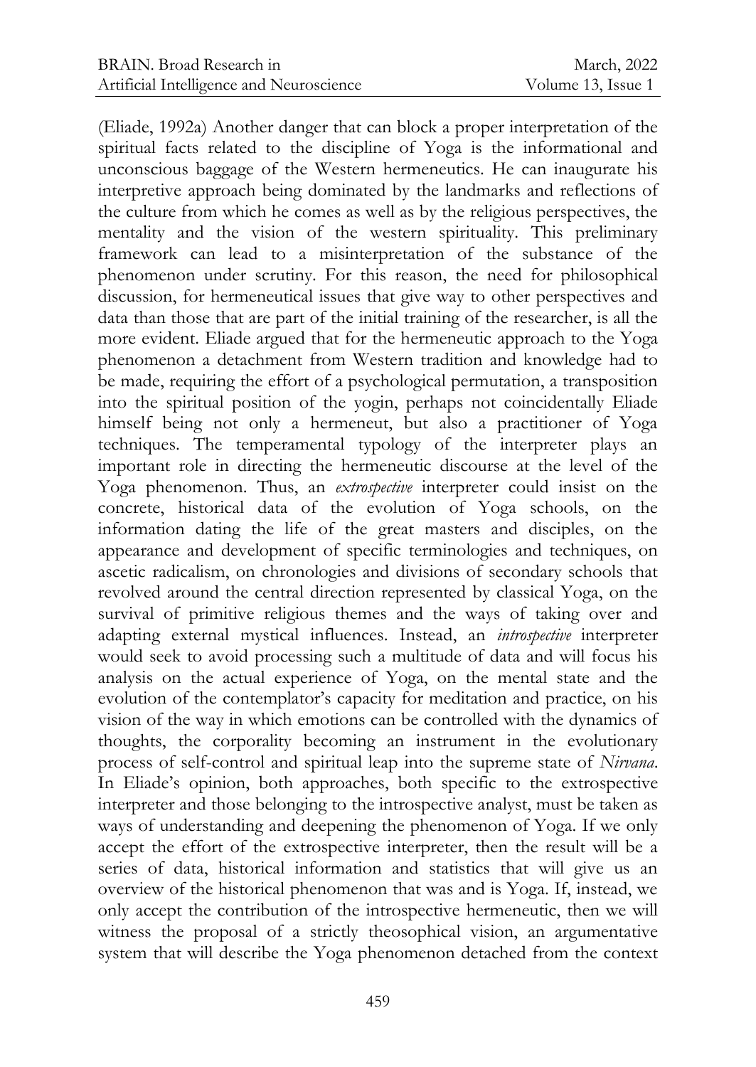(Eliade, 1992a) Another danger that can block a proper interpretation of the spiritual facts related to the discipline of Yoga is the informational and unconscious baggage of the Western hermeneutics. He can inaugurate his interpretive approach being dominated by the landmarks and reflections of the culture from which he comes as well as by the religious perspectives, the mentality and the vision of the western spirituality. This preliminary framework can lead to a misinterpretation of the substance of the phenomenon under scrutiny. For this reason, the need for philosophical discussion, for hermeneutical issues that give way to other perspectives and data than those that are part of the initial training of the researcher, is all the more evident. Eliade argued that for the hermeneutic approach to the Yoga phenomenon a detachment from Western tradition and knowledge had to be made, requiring the effort of a psychological permutation, a transposition into the spiritual position of the yogin, perhaps not coincidentally Eliade himself being not only a hermeneut, but also a practitioner of Yoga techniques. The temperamental typology of the interpreter plays an important role in directing the hermeneutic discourse at the level of the Yoga phenomenon. Thus, an *extrospective* interpreter could insist on the concrete, historical data of the evolution of Yoga schools, on the information dating the life of the great masters and disciples, on the appearance and development of specific terminologies and techniques, on ascetic radicalism, on chronologies and divisions of secondary schools that revolved around the central direction represented by classical Yoga, on the survival of primitive religious themes and the ways of taking over and adapting external mystical influences. Instead, an *introspective* interpreter would seek to avoid processing such a multitude of data and will focus his analysis on the actual experience of Yoga, on the mental state and the evolution of the contemplator's capacity for meditation and practice, on his vision of the way in which emotions can be controlled with the dynamics of thoughts, the corporality becoming an instrument in the evolutionary process of self-control and spiritual leap into the supreme state of *Nirvana*. In Eliade's opinion, both approaches, both specific to the extrospective interpreter and those belonging to the introspective analyst, must be taken as ways of understanding and deepening the phenomenon of Yoga. If we only accept the effort of the extrospective interpreter, then the result will be a series of data, historical information and statistics that will give us an overview of the historical phenomenon that was and is Yoga. If, instead, we only accept the contribution of the introspective hermeneutic, then we will witness the proposal of a strictly theosophical vision, an argumentative system that will describe the Yoga phenomenon detached from the context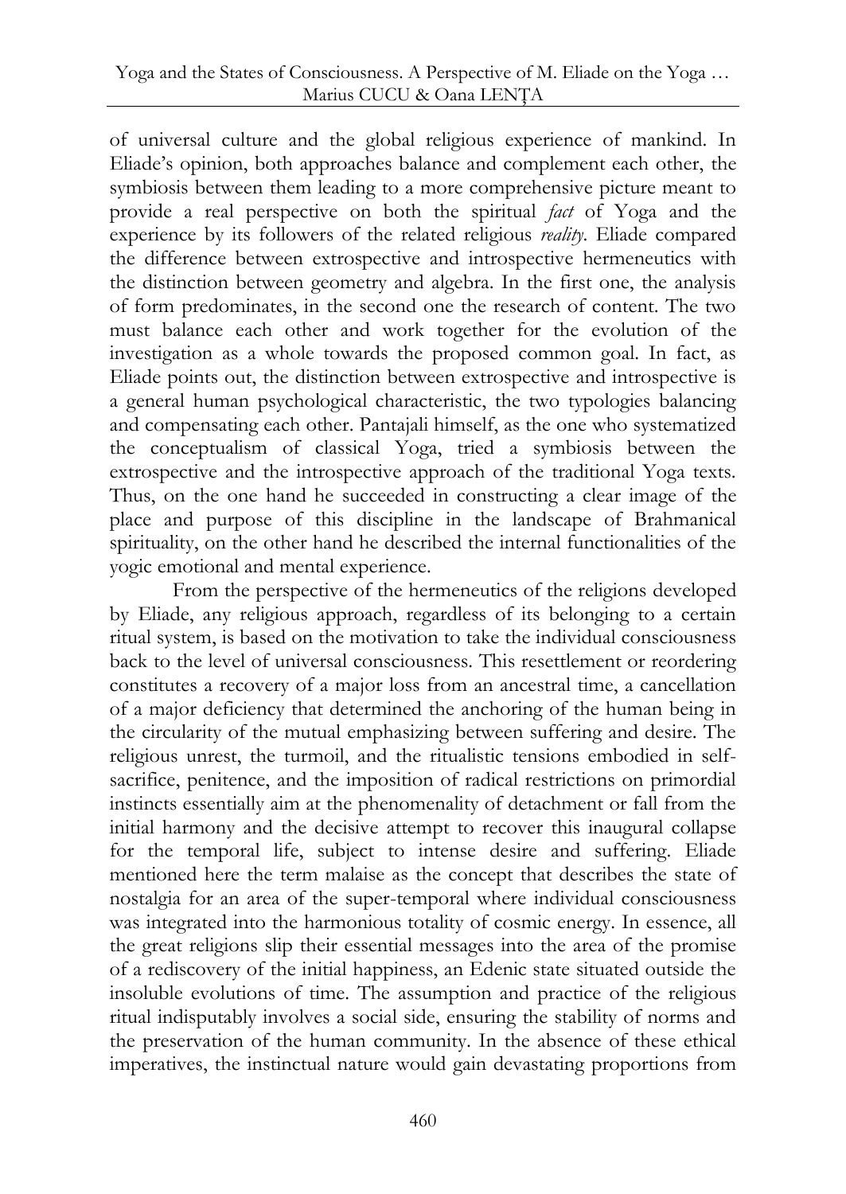of universal culture and the global religious experience of mankind. In Eliade's opinion, both approaches balance and complement each other, the symbiosis between them leading to a more comprehensive picture meant to provide a real perspective on both the spiritual *fact* of Yoga and the experience by its followers of the related religious *reality*. Eliade compared the difference between extrospective and introspective hermeneutics with the distinction between geometry and algebra. In the first one, the analysis of form predominates, in the second one the research of content. The two must balance each other and work together for the evolution of the investigation as a whole towards the proposed common goal. In fact, as Eliade points out, the distinction between extrospective and introspective is a general human psychological characteristic, the two typologies balancing and compensating each other. Pantajali himself, as the one who systematized the conceptualism of classical Yoga, tried a symbiosis between the extrospective and the introspective approach of the traditional Yoga texts. Thus, on the one hand he succeeded in constructing a clear image of the place and purpose of this discipline in the landscape of Brahmanical spirituality, on the other hand he described the internal functionalities of the yogic emotional and mental experience.

From the perspective of the hermeneutics of the religions developed by Eliade, any religious approach, regardless of its belonging to a certain ritual system, is based on the motivation to take the individual consciousness back to the level of universal consciousness. This resettlement or reordering constitutes a recovery of a major loss from an ancestral time, a cancellation of a major deficiency that determined the anchoring of the human being in the circularity of the mutual emphasizing between suffering and desire. The religious unrest, the turmoil, and the ritualistic tensions embodied in self-sacrifice, penitence, and the imposition of radical restrictions on primordial instincts essentially aim at the phenomenality of detachment or fall from the initial harmony and the decisive attempt to recover this inaugural collapse for the temporal life, subject to intense desire and suffering. Eliade mentioned here the term malaise as the concept that describes the state of nostalgia for an area of the super-temporal where individual consciousness was integrated into the harmonious totality of cosmic energy. In essence, all the great religions slip their essential messages into the area of the promise of a rediscovery of the initial happiness, an Edenic state situated outside the insoluble evolutions of time. The assumption and practice of the religious ritual indisputably involves a social side, ensuring the stability of norms and the preservation of the human community. In the absence of these ethical imperatives, the instinctual nature would gain devastating proportions from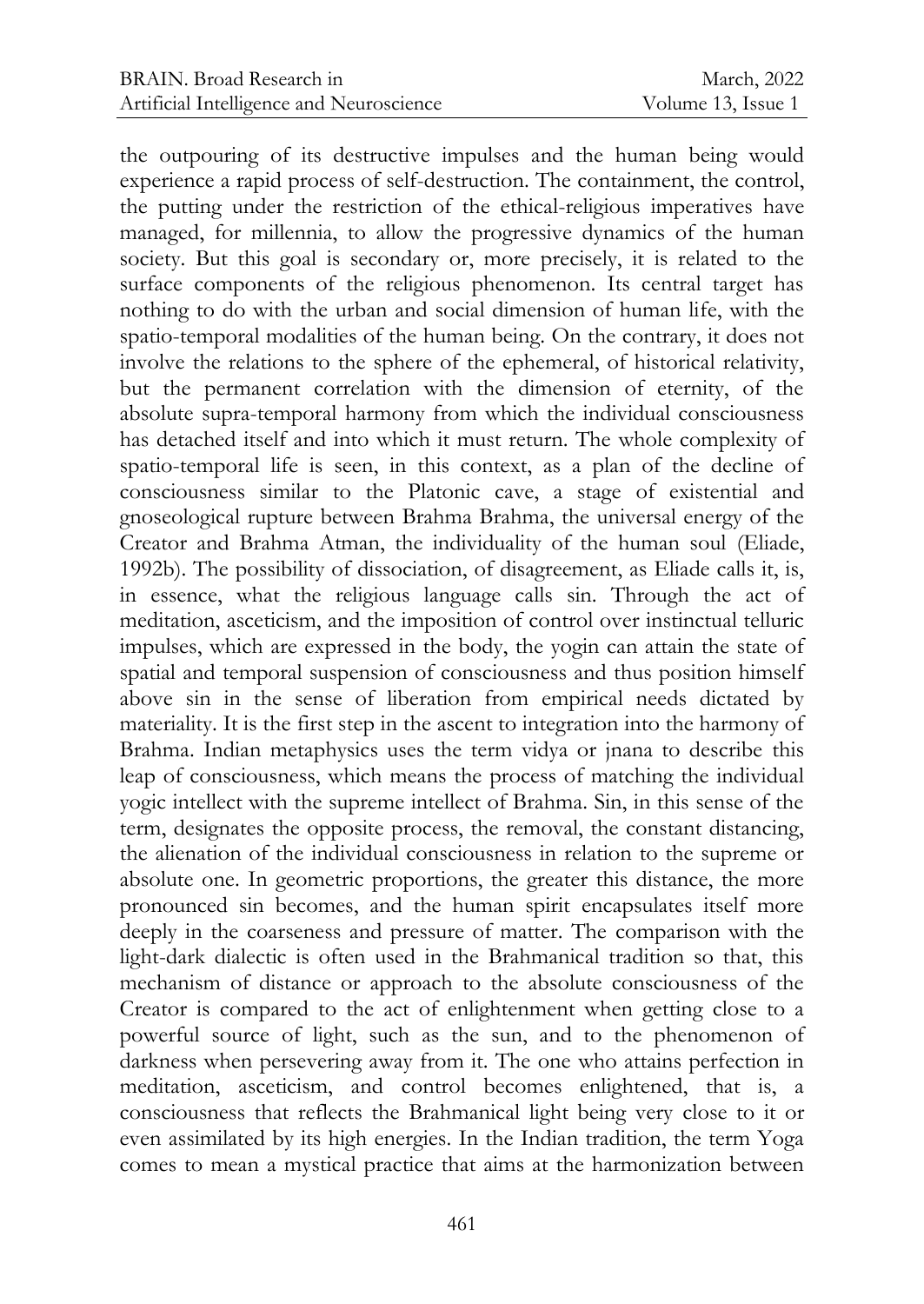the outpouring of its destructive impulses and the human being would experience a rapid process of self-destruction. The containment, the control, the putting under the restriction of the ethical-religious imperatives have managed, for millennia, to allow the progressive dynamics of the human society. But this goal is secondary or, more precisely, it is related to the surface components of the religious phenomenon. Its central target has nothing to do with the urban and social dimension of human life, with the spatio-temporal modalities of the human being. On the contrary, it does not involve the relations to the sphere of the ephemeral, of historical relativity, but the permanent correlation with the dimension of eternity, of the absolute supra-temporal harmony from which the individual consciousness has detached itself and into which it must return. The whole complexity of spatio-temporal life is seen, in this context, as a plan of the decline of consciousness similar to the Platonic cave, a stage of existential and gnoseological rupture between Brahma Brahma, the universal energy of the Creator and Brahma Atman, the individuality of the human soul (Eliade, 1992b). The possibility of dissociation, of disagreement, as Eliade calls it, is, in essence, what the religious language calls sin. Through the act of meditation, asceticism, and the imposition of control over instinctual telluric impulses, which are expressed in the body, the yogin can attain the state of spatial and temporal suspension of consciousness and thus position himself above sin in the sense of liberation from empirical needs dictated by materiality. It is the first step in the ascent to integration into the harmony of Brahma. Indian metaphysics uses the term vidya or jnana to describe this leap of consciousness, which means the process of matching the individual yogic intellect with the supreme intellect of Brahma. Sin, in this sense of the term, designates the opposite process, the removal, the constant distancing, the alienation of the individual consciousness in relation to the supreme or absolute one. In geometric proportions, the greater this distance, the more pronounced sin becomes, and the human spirit encapsulates itself more deeply in the coarseness and pressure of matter. The comparison with the light-dark dialectic is often used in the Brahmanical tradition so that, this mechanism of distance or approach to the absolute consciousness of the Creator is compared to the act of enlightenment when getting close to a powerful source of light, such as the sun, and to the phenomenon of darkness when persevering away from it. The one who attains perfection in meditation, asceticism, and control becomes enlightened, that is, a consciousness that reflects the Brahmanical light being very close to it or even assimilated by its high energies. In the Indian tradition, the term Yoga comes to mean a mystical practice that aims at the harmonization between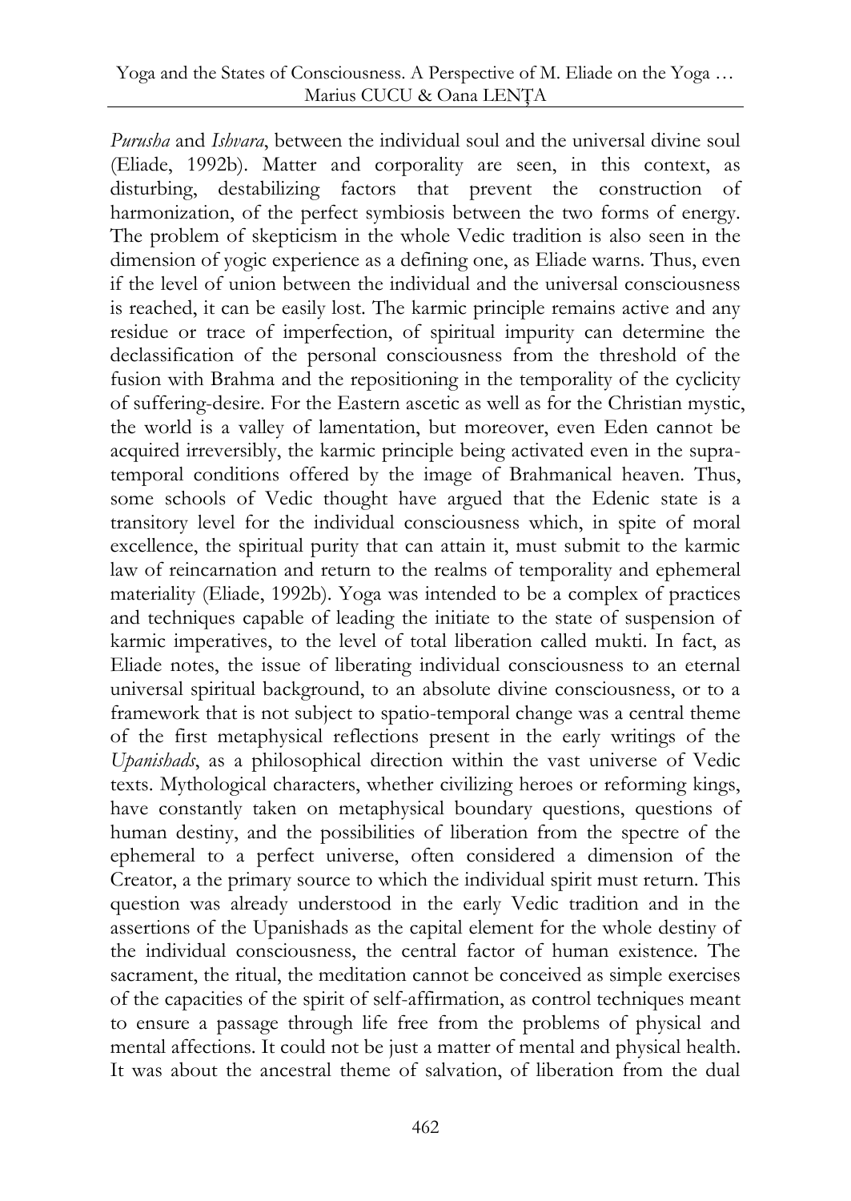*Purusha* and *Ishvara*, between the individual soul and the universal divine soul (Eliade, 1992b). Matter and corporality are seen, in this context, as disturbing, destabilizing factors that prevent the construction of harmonization, of the perfect symbiosis between the two forms of energy. The problem of skepticism in the whole Vedic tradition is also seen in the dimension of yogic experience as a defining one, as Eliade warns. Thus, even if the level of union between the individual and the universal consciousness is reached, it can be easily lost. The karmic principle remains active and any residue or trace of imperfection, of spiritual impurity can determine the declassification of the personal consciousness from the threshold of the fusion with Brahma and the repositioning in the temporality of the cyclicity of suffering-desire. For the Eastern ascetic as well as for the Christian mystic, the world is a valley of lamentation, but moreover, even Eden cannot be acquired irreversibly, the karmic principle being activated even in the supra-temporal conditions offered by the image of Brahmanical heaven. Thus, some schools of Vedic thought have argued that the Edenic state is a transitory level for the individual consciousness which, in spite of moral excellence, the spiritual purity that can attain it, must submit to the karmic law of reincarnation and return to the realms of temporality and ephemeral materiality (Eliade, 1992b). Yoga was intended to be a complex of practices and techniques capable of leading the initiate to the state of suspension of karmic imperatives, to the level of total liberation called mukti. In fact, as Eliade notes, the issue of liberating individual consciousness to an eternal universal spiritual background, to an absolute divine consciousness, or to a framework that is not subject to spatio-temporal change was a central theme of the first metaphysical reflections present in the early writings of the *Upanishads*, as a philosophical direction within the vast universe of Vedic texts. Mythological characters, whether civilizing heroes or reforming kings, have constantly taken on metaphysical boundary questions, questions of human destiny, and the possibilities of liberation from the spectre of the ephemeral to a perfect universe, often considered a dimension of the Creator, a the primary source to which the individual spirit must return. This question was already understood in the early Vedic tradition and in the assertions of the Upanishads as the capital element for the whole destiny of the individual consciousness, the central factor of human existence. The sacrament, the ritual, the meditation cannot be conceived as simple exercises of the capacities of the spirit of self-affirmation, as control techniques meant to ensure a passage through life free from the problems of physical and mental affections. It could not be just a matter of mental and physical health. It was about the ancestral theme of salvation, of liberation from the dual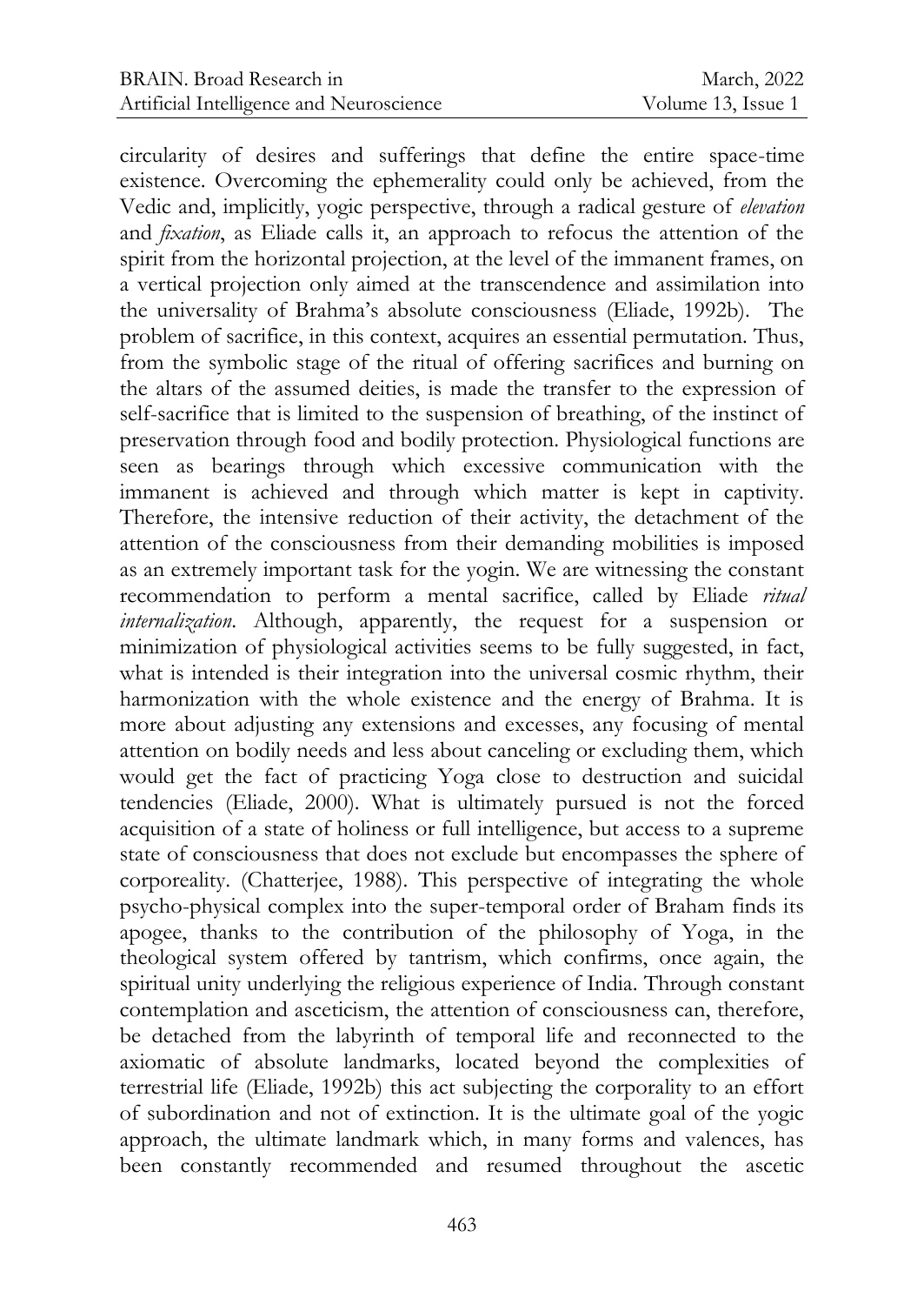circularity of desires and sufferings that define the entire space-time existence. Overcoming the ephemerality could only be achieved, from the Vedic and, implicitly, yogic perspective, through a radical gesture of *elevation* and *fixation*, as Eliade calls it, an approach to refocus the attention of the spirit from the horizontal projection, at the level of the immanent frames, on a vertical projection only aimed at the transcendence and assimilation into the universality of Brahma's absolute consciousness (Eliade, 1992b). The problem of sacrifice, in this context, acquires an essential permutation. Thus, from the symbolic stage of the ritual of offering sacrifices and burning on the altars of the assumed deities, is made the transfer to the expression of self-sacrifice that is limited to the suspension of breathing, of the instinct of preservation through food and bodily protection. Physiological functions are seen as bearings through which excessive communication with the immanent is achieved and through which matter is kept in captivity. Therefore, the intensive reduction of their activity, the detachment of the attention of the consciousness from their demanding mobilities is imposed as an extremely important task for the yogin. We are witnessing the constant recommendation to perform a mental sacrifice, called by Eliade *ritual internalization*. Although, apparently, the request for a suspension or minimization of physiological activities seems to be fully suggested, in fact, what is intended is their integration into the universal cosmic rhythm, their harmonization with the whole existence and the energy of Brahma. It is more about adjusting any extensions and excesses, any focusing of mental attention on bodily needs and less about canceling or excluding them, which would get the fact of practicing Yoga close to destruction and suicidal tendencies (Eliade, 2000). What is ultimately pursued is not the forced acquisition of a state of holiness or full intelligence, but access to a supreme state of consciousness that does not exclude but encompasses the sphere of corporeality. (Chatterjee, 1988). This perspective of integrating the whole psycho-physical complex into the super-temporal order of Braham finds its apogee, thanks to the contribution of the philosophy of Yoga, in the theological system offered by tantrism, which confirms, once again, the spiritual unity underlying the religious experience of India. Through constant contemplation and asceticism, the attention of consciousness can, therefore, be detached from the labyrinth of temporal life and reconnected to the axiomatic of absolute landmarks, located beyond the complexities of terrestrial life (Eliade, 1992b) this act subjecting the corporality to an effort of subordination and not of extinction. It is the ultimate goal of the yogic approach, the ultimate landmark which, in many forms and valences, has been constantly recommended and resumed throughout the ascetic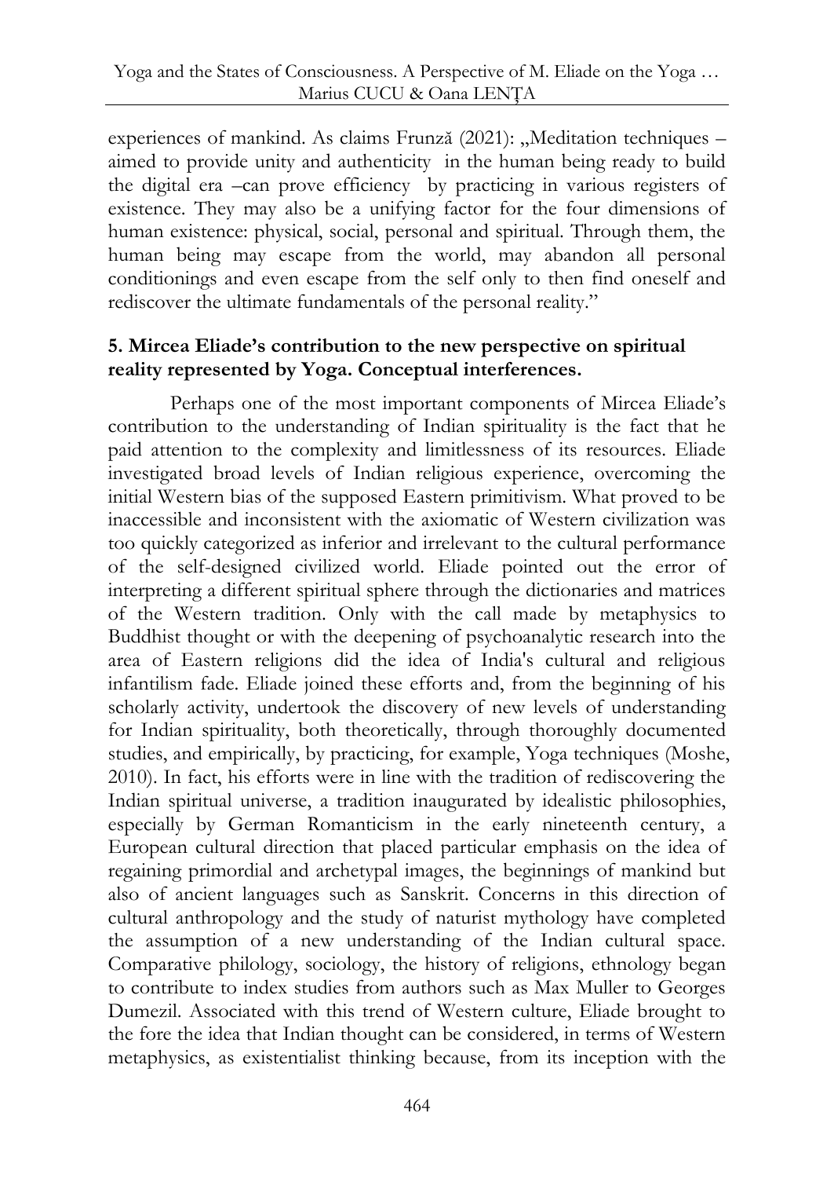experiences of mankind. As claims Frunză (2021): „Meditation techniques – aimed to provide unity and authenticity in the human being ready to build the digital era –can prove efficiency by practicing in various registers of existence. They may also be a unifying factor for the four dimensions of human existence: physical, social, personal and spiritual. Through them, the human being may escape from the world, may abandon all personal conditionings and even escape from the self only to then find oneself and rediscover the ultimate fundamentals of the personal reality."

## 5. Mircea Eliade's contribution to the new perspective on spiritual reality represented by Yoga. Conceptual interferences.

Perhaps one of the most important components of Mircea Eliade's contribution to the understanding of Indian spirituality is the fact that he paid attention to the complexity and limitlessness of its resources. Eliade investigated broad levels of Indian religious experience, overcoming the initial Western bias of the supposed Eastern primitivism. What proved to be inaccessible and inconsistent with the axiomatic of Western civilization was too quickly categorized as inferior and irrelevant to the cultural performance of the self-designed civilized world. Eliade pointed out the error of interpreting a different spiritual sphere through the dictionaries and matrices of the Western tradition. Only with the call made by metaphysics to Buddhist thought or with the deepening of psychoanalytic research into the area of Eastern religions did the idea of India's cultural and religious infantilism fade. Eliade joined these efforts and, from the beginning of his scholarly activity, undertook the discovery of new levels of understanding for Indian spirituality, both theoretically, through thoroughly documented studies, and empirically, by practicing, for example, Yoga techniques (Moshe, 2010). In fact, his efforts were in line with the tradition of rediscovering the Indian spiritual universe, a tradition inaugurated by idealistic philosophies, especially by German Romanticism in the early nineteenth century, a European cultural direction that placed particular emphasis on the idea of regaining primordial and archetypal images, the beginnings of mankind but also of ancient languages such as Sanskrit. Concerns in this direction of cultural anthropology and the study of naturist mythology have completed the assumption of a new understanding of the Indian cultural space. Comparative philology, sociology, the history of religions, ethnology began to contribute to index studies from authors such as Max Muller to Georges Dumezil. Associated with this trend of Western culture, Eliade brought to the fore the idea that Indian thought can be considered, in terms of Western metaphysics, as existentialist thinking because, from its inception with the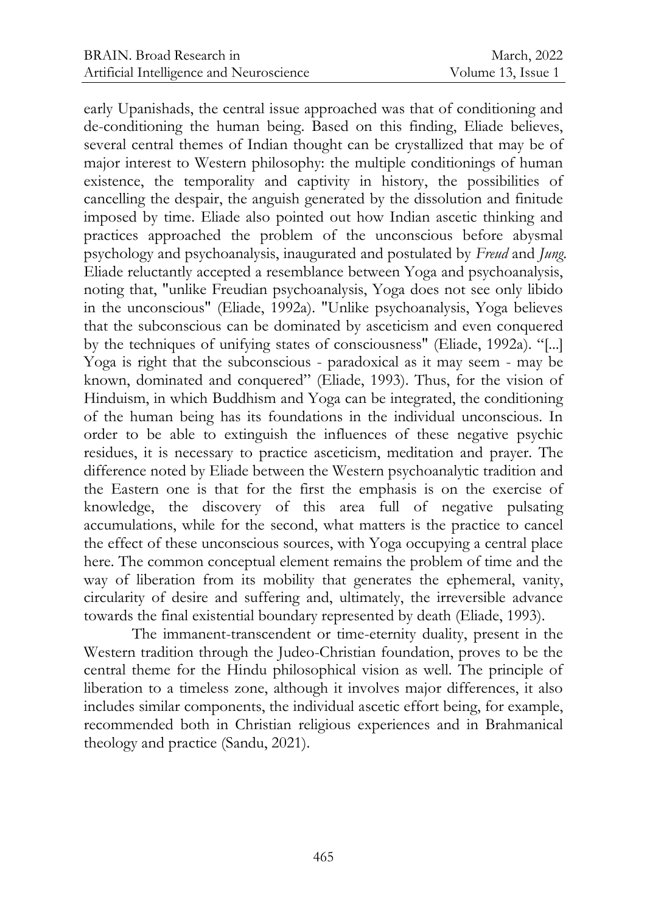early Upanishads, the central issue approached was that of conditioning and de-conditioning the human being. Based on this finding, Eliade believes, several central themes of Indian thought can be crystallized that may be of major interest to Western philosophy: the multiple conditionings of human existence, the temporality and captivity in history, the possibilities of cancelling the despair, the anguish generated by the dissolution and finitude imposed by time. Eliade also pointed out how Indian ascetic thinking and practices approached the problem of the unconscious before abysmal psychology and psychoanalysis, inaugurated and postulated by *Freud* and *Jung*. Eliade reluctantly accepted a resemblance between Yoga and psychoanalysis, noting that, "unlike Freudian psychoanalysis, Yoga does not see only libido in the unconscious" (Eliade, 1992a). "Unlike psychoanalysis, Yoga believes that the subconscious can be dominated by asceticism and even conquered by the techniques of unifying states of consciousness" (Eliade, 1992a). "[...] Yoga is right that the subconscious - paradoxical as it may seem - may be known, dominated and conquered" (Eliade, 1993). Thus, for the vision of Hinduism, in which Buddhism and Yoga can be integrated, the conditioning of the human being has its foundations in the individual unconscious. In order to be able to extinguish the influences of these negative psychic residues, it is necessary to practice asceticism, meditation and prayer. The difference noted by Eliade between the Western psychoanalytic tradition and the Eastern one is that for the first the emphasis is on the exercise of knowledge, the discovery of this area full of negative pulsating accumulations, while for the second, what matters is the practice to cancel the effect of these unconscious sources, with Yoga occupying a central place here. The common conceptual element remains the problem of time and the way of liberation from its mobility that generates the ephemeral, vanity, circularity of desire and suffering and, ultimately, the irreversible advance towards the final existential boundary represented by death (Eliade, 1993).

The immanent-transcendent or time-eternity duality, present in the Western tradition through the Judeo-Christian foundation, proves to be the central theme for the Hindu philosophical vision as well. The principle of liberation to a timeless zone, although it involves major differences, it also includes similar components, the individual ascetic effort being, for example, recommended both in Christian religious experiences and in Brahmanical theology and practice (Sandu, 2021).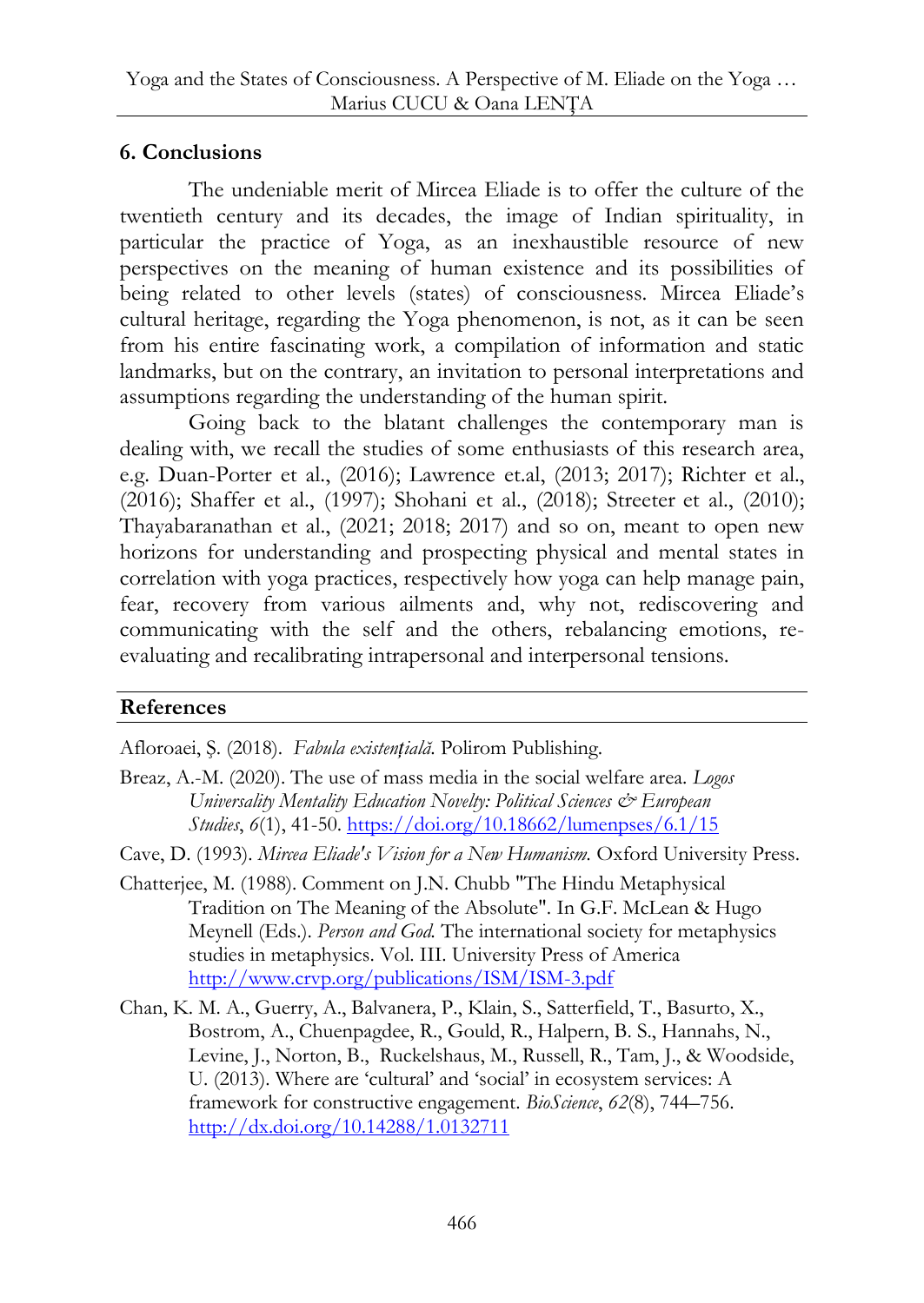## 6. Conclusions

The undeniable merit of Mircea Eliade is to offer the culture of the twentieth century and its decades, the image of Indian spirituality, in particular the practice of Yoga, as an inexhaustible resource of new perspectives on the meaning of human existence and its possibilities of being related to other levels (states) of consciousness. Mircea Eliade's cultural heritage, regarding the Yoga phenomenon, is not, as it can be seen from his entire fascinating work, a compilation of information and static landmarks, but on the contrary, an invitation to personal interpretations and assumptions regarding the understanding of the human spirit.

Going back to the blatant challenges the contemporary man is dealing with, we recall the studies of some enthusiasts of this research area, e.g. Duan-Porter et al., (2016); Lawrence et.al, (2013; 2017); Richter et al., (2016); Shaffer et al., (1997); Shohani et al., (2018); Streeter et al., (2010); Thayabaranathan et al., (2021; 2018; 2017) and so on, meant to open new horizons for understanding and prospecting physical and mental states in correlation with yoga practices, respectively how yoga can help manage pain, fear, recovery from various ailments and, why not, rediscovering and communicating with the self and the others, rebalancing emotions, re-evaluating and recalibrating intrapersonal and interpersonal tensions.

## References

Afloroaei, Ş. (2018). *Fabula existențială.* Polirom Publishing.

Breaz, A.-M. (2020). The use of mass media in the social welfare area. *Logos Universality Mentality Education Novelty: Political Sciences & European Studies*, *6*(1), 41-50. https://doi.org/10.18662/lumenpses/6.1/15

Cave, D. (1993). *Mircea Eliade's Vision for a New Humanism.* Oxford University Press.

Chatterjee, M. (1988). Comment on J.N. Chubb "The Hindu Metaphysical Tradition on The Meaning of the Absolute". In G.F. McLean & Hugo Meynell (Eds.). *Person and God.* The international society for metaphysics studies in metaphysics. Vol. III. University Press of America http://www.crvp.org/publications/ISM/ISM-3.pdf

Chan, K. M. A., Guerry, A., Balvanera, P., Klain, S., Satterfield, T., Basurto, X., Bostrom, A., Chuenpagdee, R., Gould, R., Halpern, B. S., Hannahs, N., Levine, J., Norton, B., Ruckelshaus, M., Russell, R., Tam, J., & Woodside, U. (2013). Where are 'cultural' and 'social' in ecosystem services: A framework for constructive engagement. *BioScience*, *62*(8), 744–756. http://dx.doi.org/10.14288/1.0132711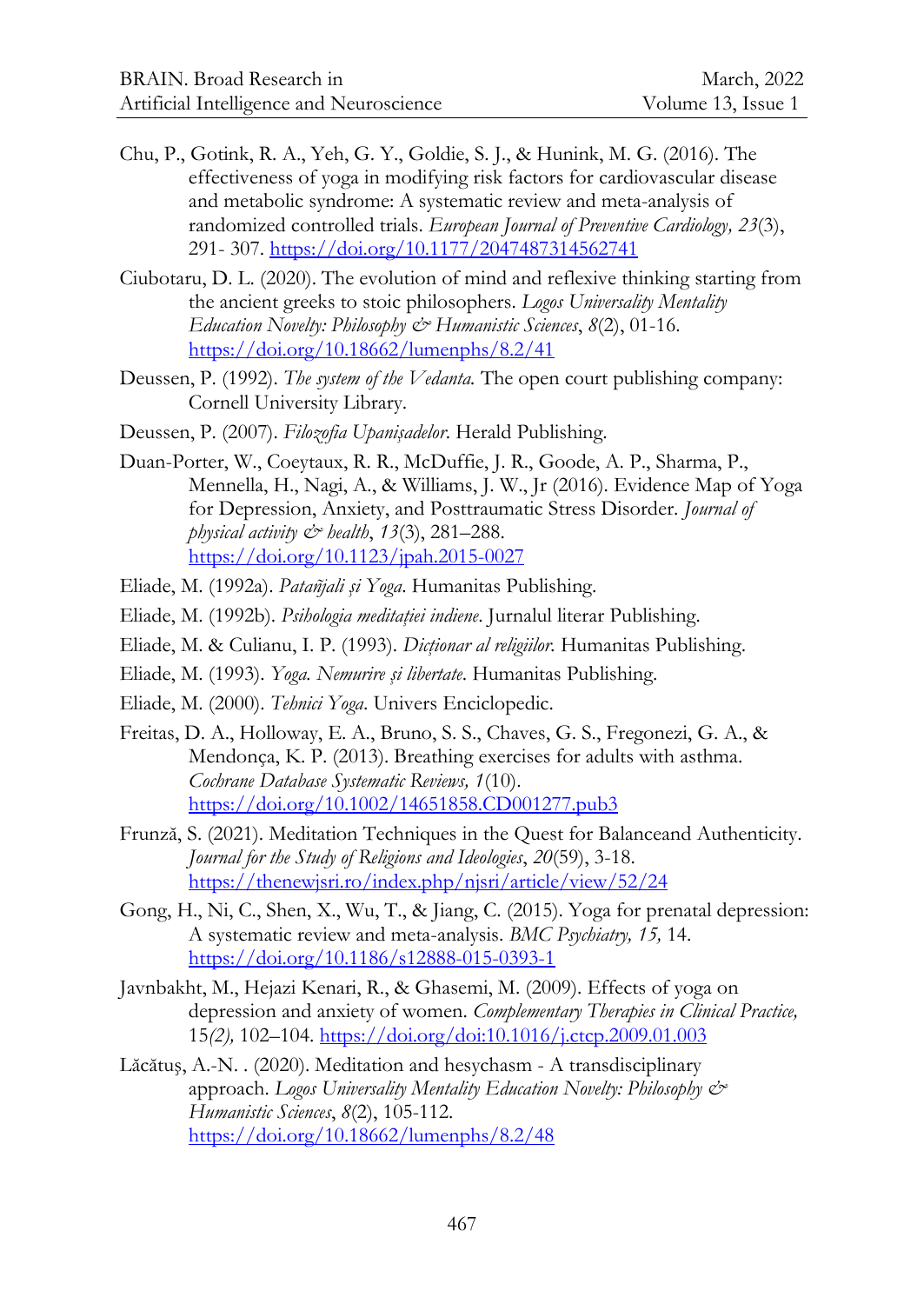Chu, P., Gotink, R. A., Yeh, G. Y., Goldie, S. J., & Hunink, M. G. (2016). The effectiveness of yoga in modifying risk factors for cardiovascular disease and metabolic syndrome: A systematic review and meta-analysis of randomized controlled trials. *European Journal of Preventive Cardiology, 23*(3), 291- 307. https://doi.org/10.1177/2047487314562741

Ciubotaru, D. L. (2020). The evolution of mind and reflexive thinking starting from the ancient greeks to stoic philosophers. *Logos Universality Mentality Education Novelty: Philosophy & Humanistic Sciences*, *8*(2), 01-16. https://doi.org/10.18662/lumenphs/8.2/41

Deussen, P. (1992). *The system of the Vedanta.* The open court publishing company: Cornell University Library.

Deussen, P. (2007). *Filozofia Upanişadelor.* Herald Publishing.

Duan-Porter, W., Coeytaux, R. R., McDuffie, J. R., Goode, A. P., Sharma, P., Mennella, H., Nagi, A., & Williams, J. W., Jr (2016). Evidence Map of Yoga for Depression, Anxiety, and Posttraumatic Stress Disorder. *Journal of physical activity & health*, *13*(3), 281–288. https://doi.org/10.1123/jpah.2015-0027

Eliade, M. (1992a). *Patañjali și Yoga.* Humanitas Publishing.

Eliade, M. (1992b). *Psihologia meditației indiene.* Jurnalul literar Publishing.

Eliade, M. & Culianu, I. P. (1993). *Dicționar al religiilor.* Humanitas Publishing.

Eliade, M. (1993). *Yoga. Nemurire și libertate.* Humanitas Publishing.

Eliade, M. (2000). *Tehnici Yoga.* Univers Enciclopedic.

Freitas, D. A., Holloway, E. A., Bruno, S. S., Chaves, G. S., Fregonezi, G. A., & Mendonça, K. P. (2013). Breathing exercises for adults with asthma. *Cochrane Database Systematic Reviews, 1*(10). https://doi.org/10.1002/14651858.CD001277.pub3

Frunză, S. (2021). Meditation Techniques in the Quest for Balanceand Authenticity. *Journal for the Study of Religions and Ideologies*, *20*(59), 3-18. https://thenewjsri.ro/index.php/njsri/article/view/52/24

Gong, H., Ni, C., Shen, X., Wu, T., & Jiang, C. (2015). Yoga for prenatal depression: A systematic review and meta-analysis. *BMC Psychiatry, 15,* 14. https://doi.org/10.1186/s12888-015-0393-1

Javnbakht, M., Hejazi Kenari, R., & Ghasemi, M. (2009). Effects of yoga on depression and anxiety of women. *Complementary Therapies in Clinical Practice,* 15*(2),* 102–104. https://doi.org/doi:10.1016/j.ctcp.2009.01.003

Lăcătuş, A.-N. . (2020). Meditation and hesychasm - A transdisciplinary approach. *Logos Universality Mentality Education Novelty: Philosophy & Humanistic Sciences*, *8*(2), 105-112. https://doi.org/10.18662/lumenphs/8.2/48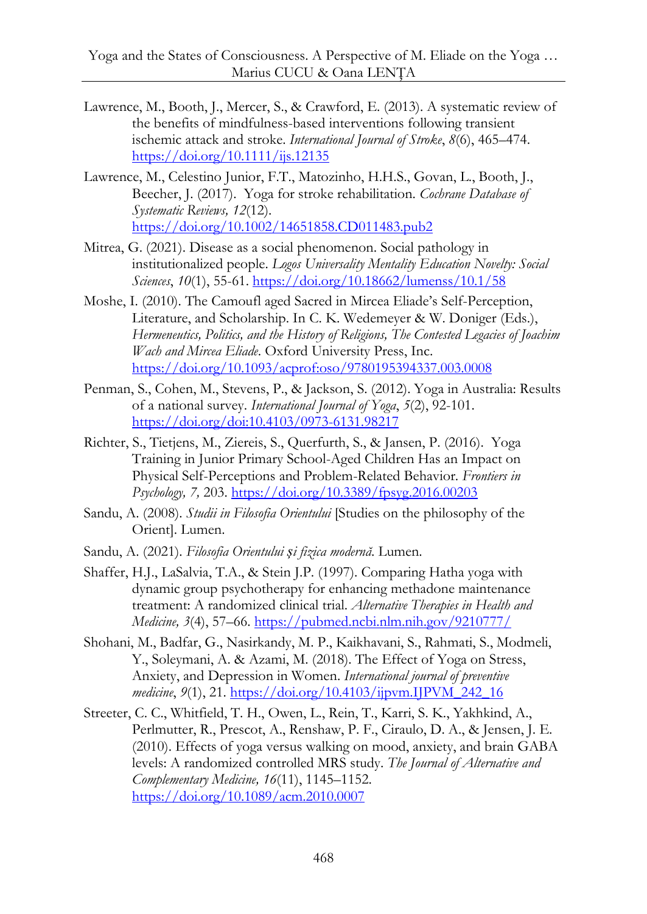Lawrence, M., Booth, J., Mercer, S., & Crawford, E. (2013). A systematic review of the benefits of mindfulness-based interventions following transient ischemic attack and stroke. *International Journal of Stroke*, *8*(6), 465–474. https://doi.org/10.1111/ijs.12135

Lawrence, M., Celestino Junior, F.T., Matozinho, H.H.S., Govan, L., Booth, J., Beecher, J. (2017). Yoga for stroke rehabilitation. *Cochrane Database of Systematic Reviews, 12*(12). https://doi.org/10.1002/14651858.CD011483.pub2

Mitrea, G. (2021). Disease as a social phenomenon. Social pathology in institutionalized people. *Logos Universality Mentality Education Novelty: Social Sciences*, *10*(1), 55-61. https://doi.org/10.18662/lumenss/10.1/58

Moshe, I. (2010). The Camoufl aged Sacred in Mircea Eliade's Self-Perception, Literature, and Scholarship. In C. K. Wedemeyer & W. Doniger (Eds.), *Hermeneutics, Politics, and the History of Religions, The Contested Legacies of Joachim Wach and Mircea Eliade*. Oxford University Press, Inc. https://doi.org/10.1093/acprof:oso/9780195394337.003.0008

Penman, S., Cohen, M., Stevens, P., & Jackson, S. (2012). Yoga in Australia: Results of a national survey. *International Journal of Yoga*, *5*(2), 92-101. https://doi.org/doi:10.4103/0973-6131.98217

Richter, S., Tietjens, M., Ziereis, S., Querfurth, S., & Jansen, P. (2016). Yoga Training in Junior Primary School-Aged Children Has an Impact on Physical Self-Perceptions and Problem-Related Behavior. *Frontiers in Psychology, 7,* 203. https://doi.org/10.3389/fpsyg.2016.00203

Sandu, A. (2008). *Studii in Filosofia Orientului* [Studies on the philosophy of the Orient]. Lumen.

Sandu, A. (2021). *Filosofia Orientului și fizica modernă.* Lumen.

Shaffer, H.J., LaSalvia, T.A., & Stein J.P. (1997). Comparing Hatha yoga with dynamic group psychotherapy for enhancing methadone maintenance treatment: A randomized clinical trial. *Alternative Therapies in Health and Medicine, 3*(4), 57–66. https://pubmed.ncbi.nlm.nih.gov/9210777/

Shohani, M., Badfar, G., Nasirkandy, M. P., Kaikhavani, S., Rahmati, S., Modmeli, Y., Soleymani, A. & Azami, M. (2018). The Effect of Yoga on Stress, Anxiety, and Depression in Women. *International journal of preventive medicine*, *9*(1), 21. https://doi.org/10.4103/ijpvm.IJPVM_242_16

Streeter, C. C., Whitfield, T. H., Owen, L., Rein, T., Karri, S. K., Yakhkind, A., Perlmutter, R., Prescot, A., Renshaw, P. F., Ciraulo, D. A., & Jensen, J. E. (2010). Effects of yoga versus walking on mood, anxiety, and brain GABA levels: A randomized controlled MRS study. *The Journal of Alternative and Complementary Medicine, 16*(11), 1145–1152. https://doi.org/10.1089/acm.2010.0007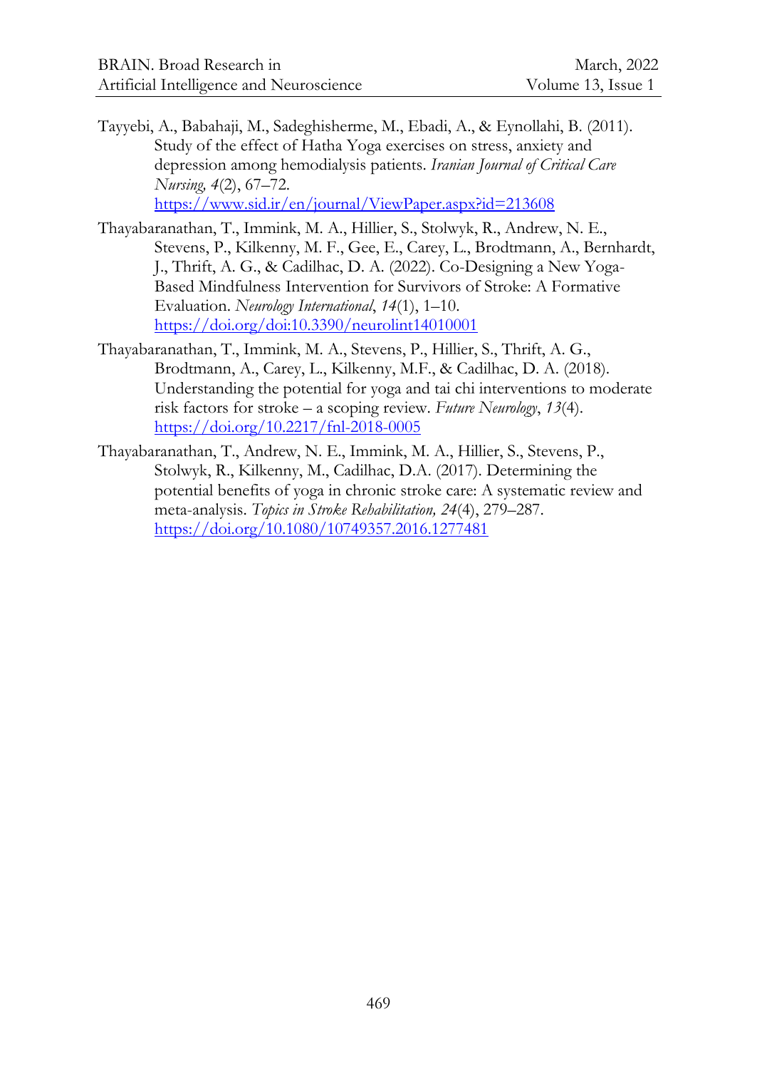Tayyebi, A., Babahaji, M., Sadeghisherme, M., Ebadi, A., & Eynollahi, B. (2011). Study of the effect of Hatha Yoga exercises on stress, anxiety and depression among hemodialysis patients. *Iranian Journal of Critical Care Nursing, 4*(2), 67–72. https://www.sid.ir/en/journal/ViewPaper.aspx?id=213608

Thayabaranathan, T., Immink, M. A., Hillier, S., Stolwyk, R., Andrew, N. E., Stevens, P., Kilkenny, M. F., Gee, E., Carey, L., Brodtmann, A., Bernhardt, J., Thrift, A. G., & Cadilhac, D. A. (2022). Co-Designing a New Yoga-Based Mindfulness Intervention for Survivors of Stroke: A Formative Evaluation. *Neurology International*, *14*(1), 1–10. https://doi.org/doi:10.3390/neurolint14010001

Thayabaranathan, T., Immink, M. A., Stevens, P., Hillier, S., Thrift, A. G., Brodtmann, A., Carey, L., Kilkenny, M.F., & Cadilhac, D. A. (2018). Understanding the potential for yoga and tai chi interventions to moderate risk factors for stroke – a scoping review. *Future Neurology*, *13*(4). https://doi.org/10.2217/fnl-2018-0005

Thayabaranathan, T., Andrew, N. E., Immink, M. A., Hillier, S., Stevens, P., Stolwyk, R., Kilkenny, M., Cadilhac, D.A. (2017). Determining the potential benefits of yoga in chronic stroke care: A systematic review and meta-analysis. *Topics in Stroke Rehabilitation, 24*(4), 279–287. https://doi.org/10.1080/10749357.2016.1277481